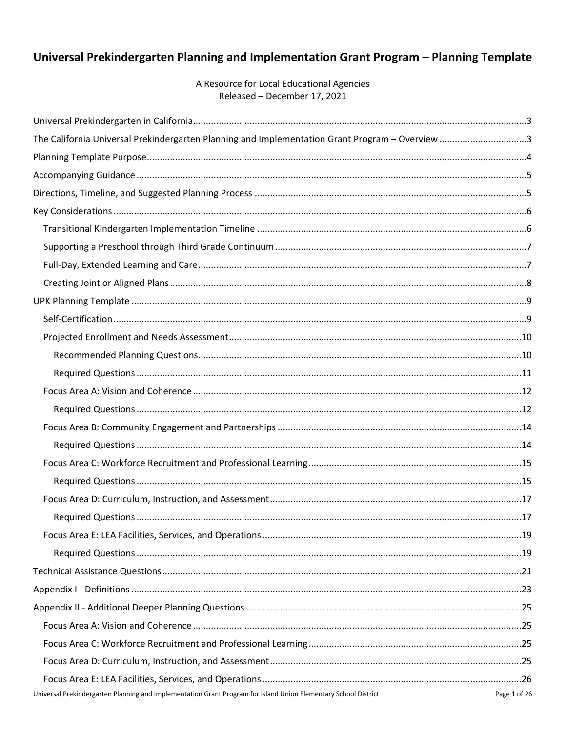# Universal Prekindergarten Planning and Implementation Grant Program – Planning Template

A Resource for Local Educational Agencies
Released – December 17, 2021

- Universal Prekindergarten in California ..... 3
- The California Universal Prekindergarten Planning and Implementation Grant Program – Overview ..... 3
- Planning Template Purpose ..... 4
- Accompanying Guidance ..... 5
- Directions, Timeline, and Suggested Planning Process ..... 5
- Key Considerations ..... 6
  - Transitional Kindergarten Implementation Timeline ..... 6
  - Supporting a Preschool through Third Grade Continuum ..... 7
  - Full-Day, Extended Learning and Care ..... 7
  - Creating Joint or Aligned Plans ..... 8
- UPK Planning Template ..... 9
  - Self-Certification ..... 9
  - Projected Enrollment and Needs Assessment ..... 10
    - Recommended Planning Questions ..... 10
    - Required Questions ..... 11
  - Focus Area A: Vision and Coherence ..... 12
    - Required Questions ..... 12
  - Focus Area B: Community Engagement and Partnerships ..... 14
    - Required Questions ..... 14
  - Focus Area C: Workforce Recruitment and Professional Learning ..... 15
    - Required Questions ..... 15
  - Focus Area D: Curriculum, Instruction, and Assessment ..... 17
    - Required Questions ..... 17
  - Focus Area E: LEA Facilities, Services, and Operations ..... 19
    - Required Questions ..... 19
- Technical Assistance Questions ..... 21
- Appendix I - Definitions ..... 23
- Appendix II - Additional Deeper Planning Questions ..... 25
  - Focus Area A: Vision and Coherence ..... 25
  - Focus Area C: Workforce Recruitment and Professional Learning ..... 25
  - Focus Area D: Curriculum, Instruction, and Assessment ..... 25
  - Focus Area E: LEA Facilities, Services, and Operations ..... 26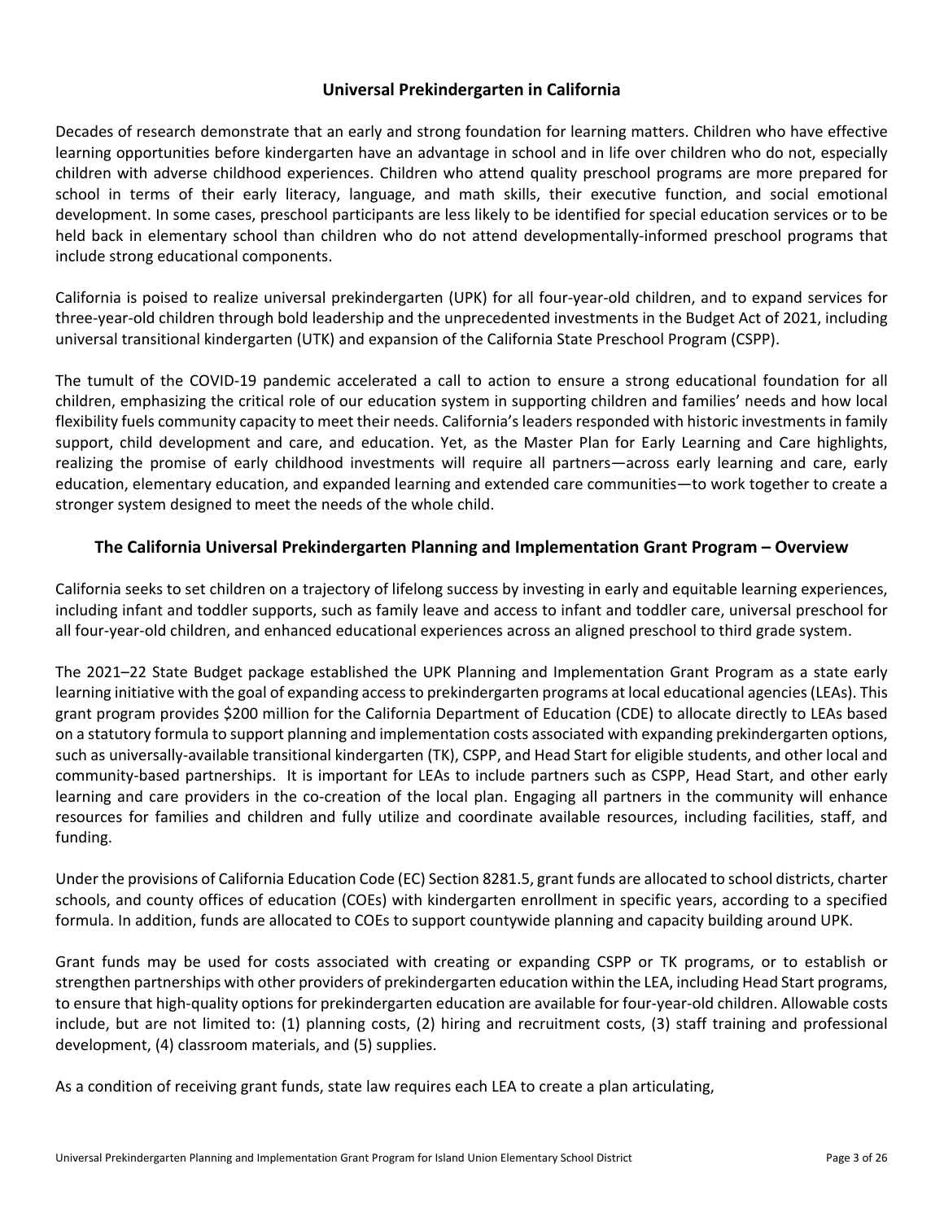## Universal Prekindergarten in California

Decades of research demonstrate that an early and strong foundation for learning matters. Children who have effective learning opportunities before kindergarten have an advantage in school and in life over children who do not, especially children with adverse childhood experiences. Children who attend quality preschool programs are more prepared for school in terms of their early literacy, language, and math skills, their executive function, and social emotional development. In some cases, preschool participants are less likely to be identified for special education services or to be held back in elementary school than children who do not attend developmentally-informed preschool programs that include strong educational components.

California is poised to realize universal prekindergarten (UPK) for all four-year-old children, and to expand services for three-year-old children through bold leadership and the unprecedented investments in the Budget Act of 2021, including universal transitional kindergarten (UTK) and expansion of the California State Preschool Program (CSPP).

The tumult of the COVID-19 pandemic accelerated a call to action to ensure a strong educational foundation for all children, emphasizing the critical role of our education system in supporting children and families' needs and how local flexibility fuels community capacity to meet their needs. California's leaders responded with historic investments in family support, child development and care, and education. Yet, as the Master Plan for Early Learning and Care highlights, realizing the promise of early childhood investments will require all partners—across early learning and care, early education, elementary education, and expanded learning and extended care communities—to work together to create a stronger system designed to meet the needs of the whole child.

## The California Universal Prekindergarten Planning and Implementation Grant Program – Overview

California seeks to set children on a trajectory of lifelong success by investing in early and equitable learning experiences, including infant and toddler supports, such as family leave and access to infant and toddler care, universal preschool for all four-year-old children, and enhanced educational experiences across an aligned preschool to third grade system.

The 2021–22 State Budget package established the UPK Planning and Implementation Grant Program as a state early learning initiative with the goal of expanding access to prekindergarten programs at local educational agencies (LEAs). This grant program provides $200 million for the California Department of Education (CDE) to allocate directly to LEAs based on a statutory formula to support planning and implementation costs associated with expanding prekindergarten options, such as universally-available transitional kindergarten (TK), CSPP, and Head Start for eligible students, and other local and community-based partnerships. It is important for LEAs to include partners such as CSPP, Head Start, and other early learning and care providers in the co-creation of the local plan. Engaging all partners in the community will enhance resources for families and children and fully utilize and coordinate available resources, including facilities, staff, and funding.

Under the provisions of California Education Code (EC) Section 8281.5, grant funds are allocated to school districts, charter schools, and county offices of education (COEs) with kindergarten enrollment in specific years, according to a specified formula. In addition, funds are allocated to COEs to support countywide planning and capacity building around UPK.

Grant funds may be used for costs associated with creating or expanding CSPP or TK programs, or to establish or strengthen partnerships with other providers of prekindergarten education within the LEA, including Head Start programs, to ensure that high-quality options for prekindergarten education are available for four-year-old children. Allowable costs include, but are not limited to: (1) planning costs, (2) hiring and recruitment costs, (3) staff training and professional development, (4) classroom materials, and (5) supplies.

As a condition of receiving grant funds, state law requires each LEA to create a plan articulating,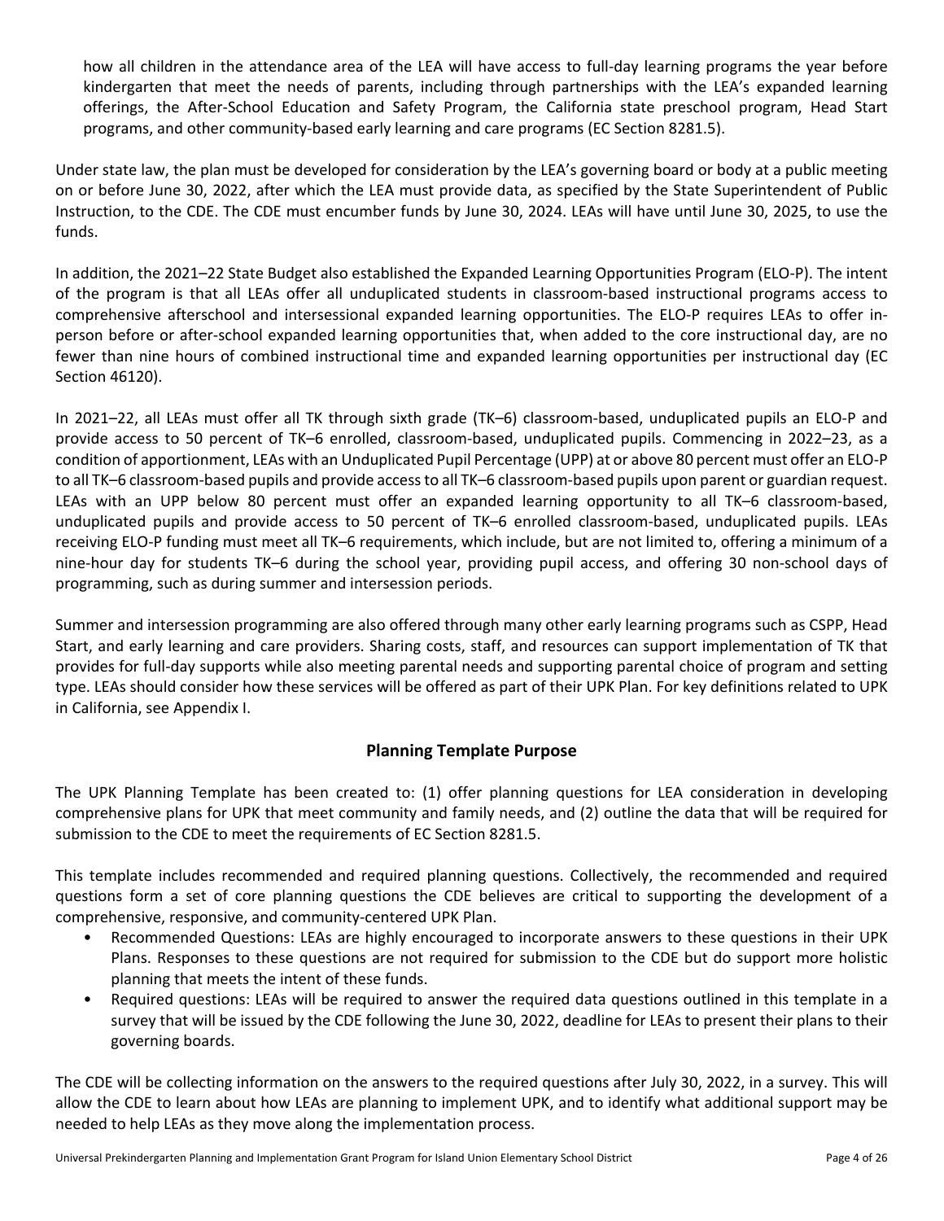how all children in the attendance area of the LEA will have access to full-day learning programs the year before kindergarten that meet the needs of parents, including through partnerships with the LEA's expanded learning offerings, the After-School Education and Safety Program, the California state preschool program, Head Start programs, and other community-based early learning and care programs (EC Section 8281.5).

Under state law, the plan must be developed for consideration by the LEA's governing board or body at a public meeting on or before June 30, 2022, after which the LEA must provide data, as specified by the State Superintendent of Public Instruction, to the CDE. The CDE must encumber funds by June 30, 2024. LEAs will have until June 30, 2025, to use the funds.

In addition, the 2021–22 State Budget also established the Expanded Learning Opportunities Program (ELO-P). The intent of the program is that all LEAs offer all unduplicated students in classroom-based instructional programs access to comprehensive afterschool and intersessional expanded learning opportunities. The ELO-P requires LEAs to offer in-person before or after-school expanded learning opportunities that, when added to the core instructional day, are no fewer than nine hours of combined instructional time and expanded learning opportunities per instructional day (EC Section 46120).

In 2021–22, all LEAs must offer all TK through sixth grade (TK–6) classroom-based, unduplicated pupils an ELO-P and provide access to 50 percent of TK–6 enrolled, classroom-based, unduplicated pupils. Commencing in 2022–23, as a condition of apportionment, LEAs with an Unduplicated Pupil Percentage (UPP) at or above 80 percent must offer an ELO-P to all TK–6 classroom-based pupils and provide access to all TK–6 classroom-based pupils upon parent or guardian request. LEAs with an UPP below 80 percent must offer an expanded learning opportunity to all TK–6 classroom-based, unduplicated pupils and provide access to 50 percent of TK–6 enrolled classroom-based, unduplicated pupils. LEAs receiving ELO-P funding must meet all TK–6 requirements, which include, but are not limited to, offering a minimum of a nine-hour day for students TK–6 during the school year, providing pupil access, and offering 30 non-school days of programming, such as during summer and intersession periods.

Summer and intersession programming are also offered through many other early learning programs such as CSPP, Head Start, and early learning and care providers. Sharing costs, staff, and resources can support implementation of TK that provides for full-day supports while also meeting parental needs and supporting parental choice of program and setting type. LEAs should consider how these services will be offered as part of their UPK Plan. For key definitions related to UPK in California, see Appendix I.

## Planning Template Purpose

The UPK Planning Template has been created to: (1) offer planning questions for LEA consideration in developing comprehensive plans for UPK that meet community and family needs, and (2) outline the data that will be required for submission to the CDE to meet the requirements of EC Section 8281.5.

This template includes recommended and required planning questions. Collectively, the recommended and required questions form a set of core planning questions the CDE believes are critical to supporting the development of a comprehensive, responsive, and community-centered UPK Plan.

- Recommended Questions: LEAs are highly encouraged to incorporate answers to these questions in their UPK Plans. Responses to these questions are not required for submission to the CDE but do support more holistic planning that meets the intent of these funds.
- Required questions: LEAs will be required to answer the required data questions outlined in this template in a survey that will be issued by the CDE following the June 30, 2022, deadline for LEAs to present their plans to their governing boards.

The CDE will be collecting information on the answers to the required questions after July 30, 2022, in a survey. This will allow the CDE to learn about how LEAs are planning to implement UPK, and to identify what additional support may be needed to help LEAs as they move along the implementation process.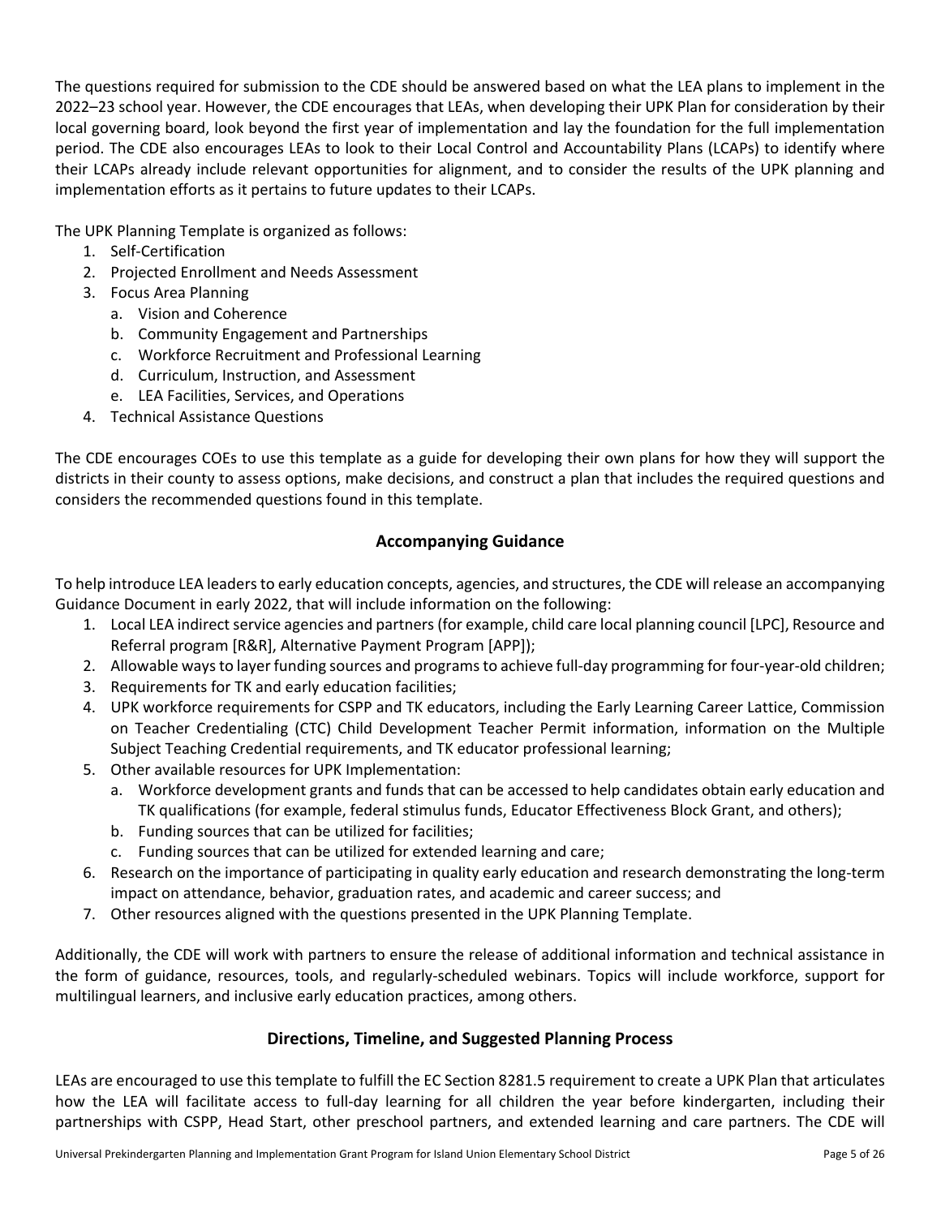The questions required for submission to the CDE should be answered based on what the LEA plans to implement in the 2022–23 school year. However, the CDE encourages that LEAs, when developing their UPK Plan for consideration by their local governing board, look beyond the first year of implementation and lay the foundation for the full implementation period. The CDE also encourages LEAs to look to their Local Control and Accountability Plans (LCAPs) to identify where their LCAPs already include relevant opportunities for alignment, and to consider the results of the UPK planning and implementation efforts as it pertains to future updates to their LCAPs.

The UPK Planning Template is organized as follows:

1. Self-Certification
2. Projected Enrollment and Needs Assessment
3. Focus Area Planning
   a. Vision and Coherence
   b. Community Engagement and Partnerships
   c. Workforce Recruitment and Professional Learning
   d. Curriculum, Instruction, and Assessment
   e. LEA Facilities, Services, and Operations
4. Technical Assistance Questions

The CDE encourages COEs to use this template as a guide for developing their own plans for how they will support the districts in their county to assess options, make decisions, and construct a plan that includes the required questions and considers the recommended questions found in this template.

## Accompanying Guidance

To help introduce LEA leaders to early education concepts, agencies, and structures, the CDE will release an accompanying Guidance Document in early 2022, that will include information on the following:

1. Local LEA indirect service agencies and partners (for example, child care local planning council [LPC], Resource and Referral program [R&R], Alternative Payment Program [APP]);
2. Allowable ways to layer funding sources and programs to achieve full-day programming for four-year-old children;
3. Requirements for TK and early education facilities;
4. UPK workforce requirements for CSPP and TK educators, including the Early Learning Career Lattice, Commission on Teacher Credentialing (CTC) Child Development Teacher Permit information, information on the Multiple Subject Teaching Credential requirements, and TK educator professional learning;
5. Other available resources for UPK Implementation:
   a. Workforce development grants and funds that can be accessed to help candidates obtain early education and TK qualifications (for example, federal stimulus funds, Educator Effectiveness Block Grant, and others);
   b. Funding sources that can be utilized for facilities;
   c. Funding sources that can be utilized for extended learning and care;
6. Research on the importance of participating in quality early education and research demonstrating the long-term impact on attendance, behavior, graduation rates, and academic and career success; and
7. Other resources aligned with the questions presented in the UPK Planning Template.

Additionally, the CDE will work with partners to ensure the release of additional information and technical assistance in the form of guidance, resources, tools, and regularly-scheduled webinars. Topics will include workforce, support for multilingual learners, and inclusive early education practices, among others.

## Directions, Timeline, and Suggested Planning Process

LEAs are encouraged to use this template to fulfill the EC Section 8281.5 requirement to create a UPK Plan that articulates how the LEA will facilitate access to full-day learning for all children the year before kindergarten, including their partnerships with CSPP, Head Start, other preschool partners, and extended learning and care partners. The CDE will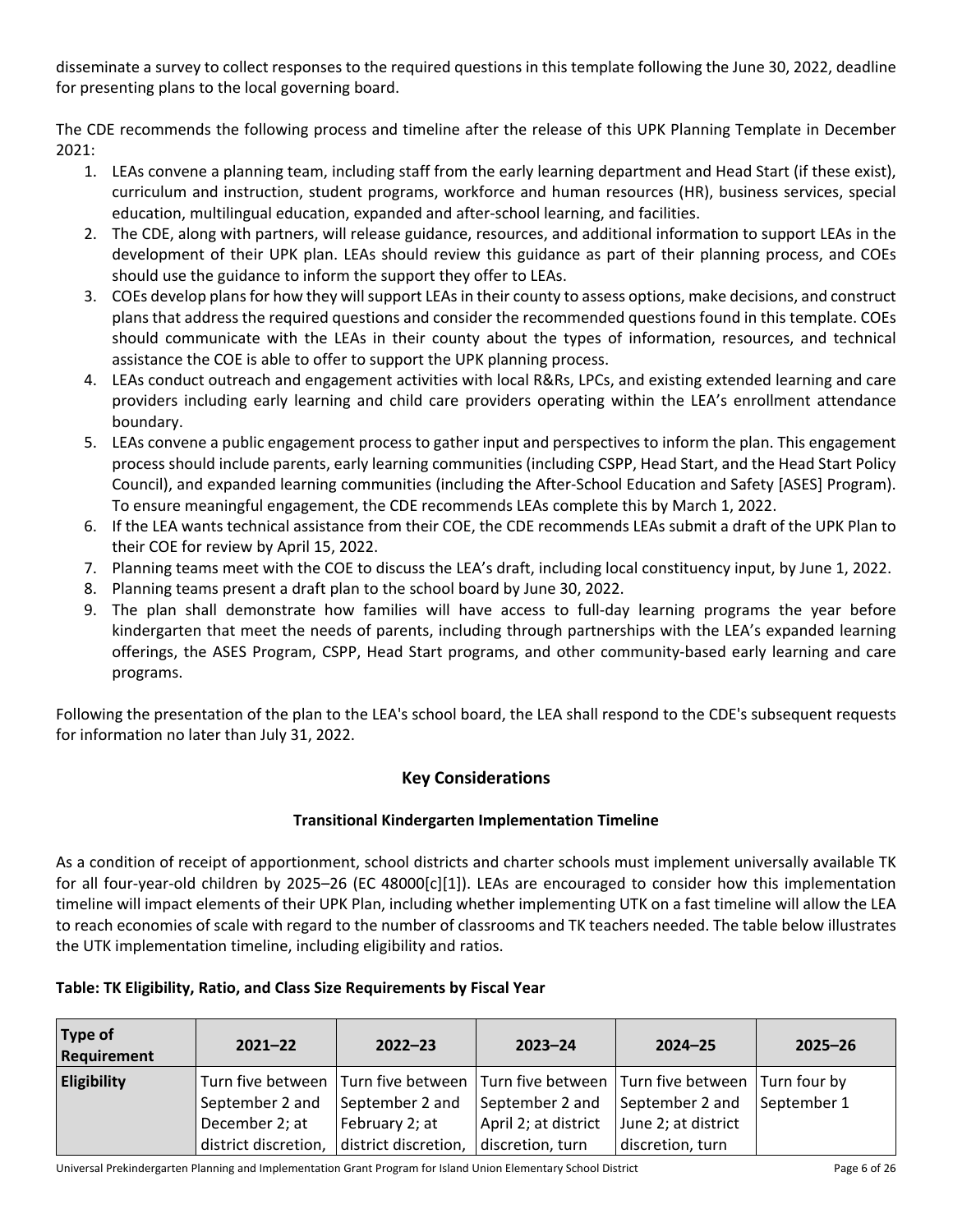disseminate a survey to collect responses to the required questions in this template following the June 30, 2022, deadline for presenting plans to the local governing board.

The CDE recommends the following process and timeline after the release of this UPK Planning Template in December 2021:

1. LEAs convene a planning team, including staff from the early learning department and Head Start (if these exist), curriculum and instruction, student programs, workforce and human resources (HR), business services, special education, multilingual education, expanded and after-school learning, and facilities.
2. The CDE, along with partners, will release guidance, resources, and additional information to support LEAs in the development of their UPK plan. LEAs should review this guidance as part of their planning process, and COEs should use the guidance to inform the support they offer to LEAs.
3. COEs develop plans for how they will support LEAs in their county to assess options, make decisions, and construct plans that address the required questions and consider the recommended questions found in this template. COEs should communicate with the LEAs in their county about the types of information, resources, and technical assistance the COE is able to offer to support the UPK planning process.
4. LEAs conduct outreach and engagement activities with local R&Rs, LPCs, and existing extended learning and care providers including early learning and child care providers operating within the LEA's enrollment attendance boundary.
5. LEAs convene a public engagement process to gather input and perspectives to inform the plan. This engagement process should include parents, early learning communities (including CSPP, Head Start, and the Head Start Policy Council), and expanded learning communities (including the After-School Education and Safety [ASES] Program). To ensure meaningful engagement, the CDE recommends LEAs complete this by March 1, 2022.
6. If the LEA wants technical assistance from their COE, the CDE recommends LEAs submit a draft of the UPK Plan to their COE for review by April 15, 2022.
7. Planning teams meet with the COE to discuss the LEA's draft, including local constituency input, by June 1, 2022.
8. Planning teams present a draft plan to the school board by June 30, 2022.
9. The plan shall demonstrate how families will have access to full-day learning programs the year before kindergarten that meet the needs of parents, including through partnerships with the LEA's expanded learning offerings, the ASES Program, CSPP, Head Start programs, and other community-based early learning and care programs.

Following the presentation of the plan to the LEA's school board, the LEA shall respond to the CDE's subsequent requests for information no later than July 31, 2022.

## Key Considerations

### Transitional Kindergarten Implementation Timeline

As a condition of receipt of apportionment, school districts and charter schools must implement universally available TK for all four-year-old children by 2025–26 (EC 48000[c][1]). LEAs are encouraged to consider how this implementation timeline will impact elements of their UPK Plan, including whether implementing UTK on a fast timeline will allow the LEA to reach economies of scale with regard to the number of classrooms and TK teachers needed. The table below illustrates the UTK implementation timeline, including eligibility and ratios.

**Table: TK Eligibility, Ratio, and Class Size Requirements by Fiscal Year**

| Type of Requirement | 2021–22 | 2022–23 | 2023–24 | 2024–25 | 2025–26 |
|---|---|---|---|---|---|
| **Eligibility** | Turn five between September 2 and December 2; at district discretion, | Turn five between September 2 and February 2; at district discretion, | Turn five between September 2 and April 2; at district discretion, turn | Turn five between September 2 and June 2; at district discretion, turn | Turn four by September 1 |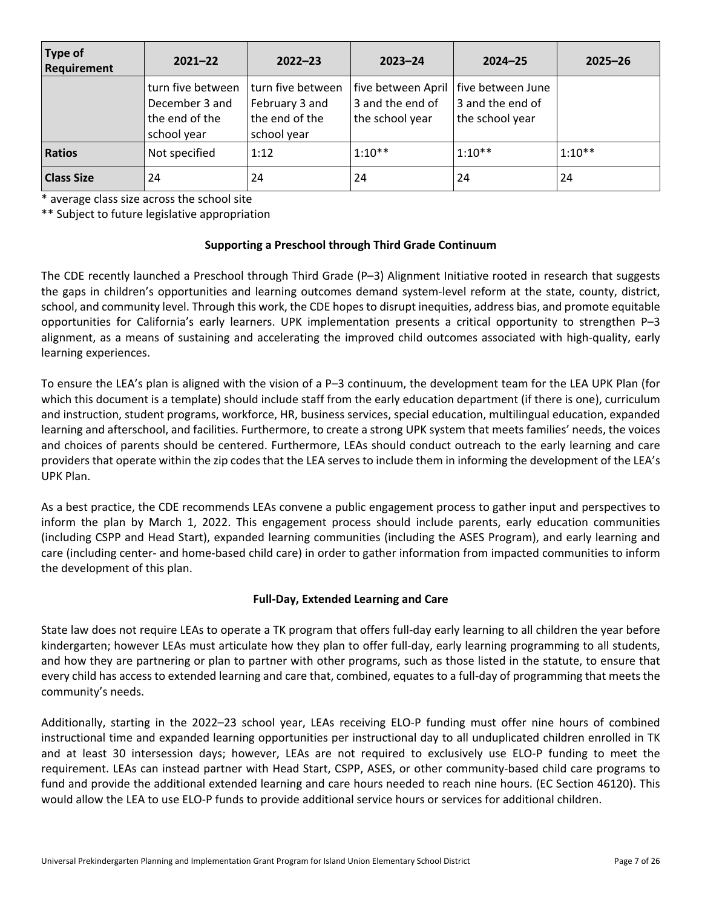| Type of Requirement | 2021–22 | 2022–23 | 2023–24 | 2024–25 | 2025–26 |
|---|---|---|---|---|---|
| | turn five between December 3 and the end of the school year | turn five between February 3 and the end of the school year | five between April 3 and the end of the school year | five between June 3 and the end of the school year | |
| **Ratios** | Not specified | 1:12 | 1:10** | 1:10** | 1:10** |
| **Class Size** | 24 | 24 | 24 | 24 | 24 |

\* average class size across the school site

** Subject to future legislative appropriation

### Supporting a Preschool through Third Grade Continuum

The CDE recently launched a Preschool through Third Grade (P–3) Alignment Initiative rooted in research that suggests the gaps in children's opportunities and learning outcomes demand system-level reform at the state, county, district, school, and community level. Through this work, the CDE hopes to disrupt inequities, address bias, and promote equitable opportunities for California's early learners. UPK implementation presents a critical opportunity to strengthen P–3 alignment, as a means of sustaining and accelerating the improved child outcomes associated with high-quality, early learning experiences.

To ensure the LEA's plan is aligned with the vision of a P–3 continuum, the development team for the LEA UPK Plan (for which this document is a template) should include staff from the early education department (if there is one), curriculum and instruction, student programs, workforce, HR, business services, special education, multilingual education, expanded learning and afterschool, and facilities. Furthermore, to create a strong UPK system that meets families' needs, the voices and choices of parents should be centered. Furthermore, LEAs should conduct outreach to the early learning and care providers that operate within the zip codes that the LEA serves to include them in informing the development of the LEA's UPK Plan.

As a best practice, the CDE recommends LEAs convene a public engagement process to gather input and perspectives to inform the plan by March 1, 2022. This engagement process should include parents, early education communities (including CSPP and Head Start), expanded learning communities (including the ASES Program), and early learning and care (including center- and home-based child care) in order to gather information from impacted communities to inform the development of this plan.

### Full-Day, Extended Learning and Care

State law does not require LEAs to operate a TK program that offers full-day early learning to all children the year before kindergarten; however LEAs must articulate how they plan to offer full-day, early learning programming to all students, and how they are partnering or plan to partner with other programs, such as those listed in the statute, to ensure that every child has access to extended learning and care that, combined, equates to a full-day of programming that meets the community's needs.

Additionally, starting in the 2022–23 school year, LEAs receiving ELO-P funding must offer nine hours of combined instructional time and expanded learning opportunities per instructional day to all unduplicated children enrolled in TK and at least 30 intersession days; however, LEAs are not required to exclusively use ELO-P funding to meet the requirement. LEAs can instead partner with Head Start, CSPP, ASES, or other community-based child care programs to fund and provide the additional extended learning and care hours needed to reach nine hours. (EC Section 46120). This would allow the LEA to use ELO-P funds to provide additional service hours or services for additional children.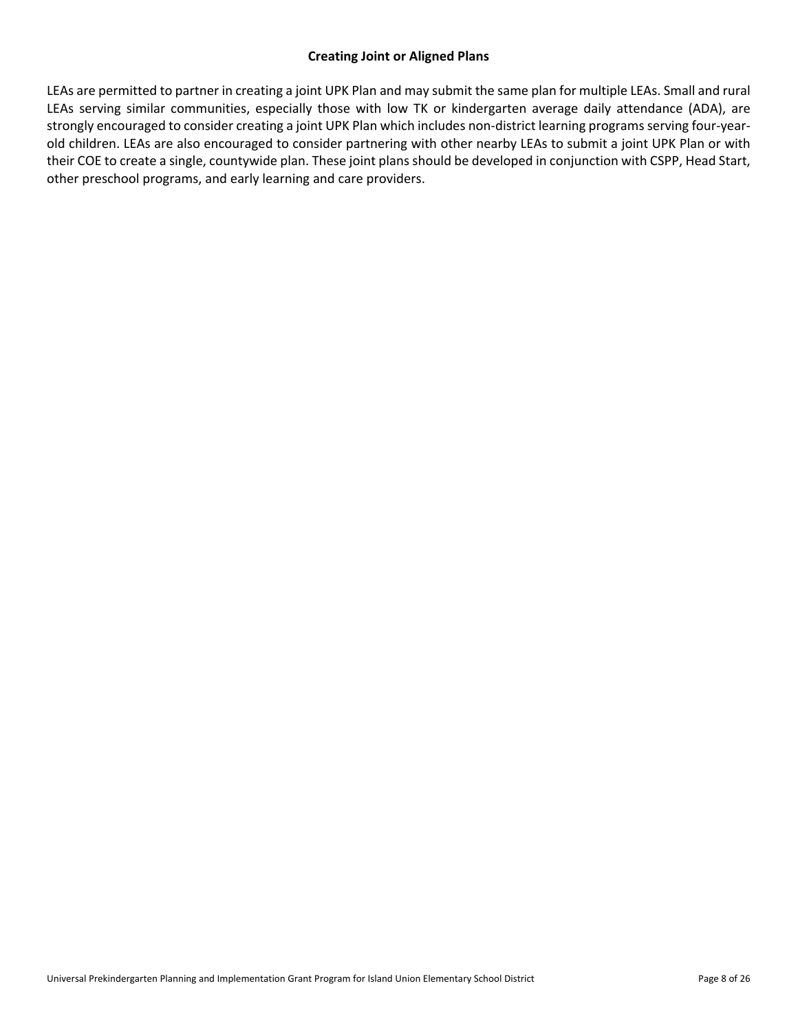### Creating Joint or Aligned Plans

LEAs are permitted to partner in creating a joint UPK Plan and may submit the same plan for multiple LEAs. Small and rural LEAs serving similar communities, especially those with low TK or kindergarten average daily attendance (ADA), are strongly encouraged to consider creating a joint UPK Plan which includes non-district learning programs serving four-year-old children. LEAs are also encouraged to consider partnering with other nearby LEAs to submit a joint UPK Plan or with their COE to create a single, countywide plan. These joint plans should be developed in conjunction with CSPP, Head Start, other preschool programs, and early learning and care providers.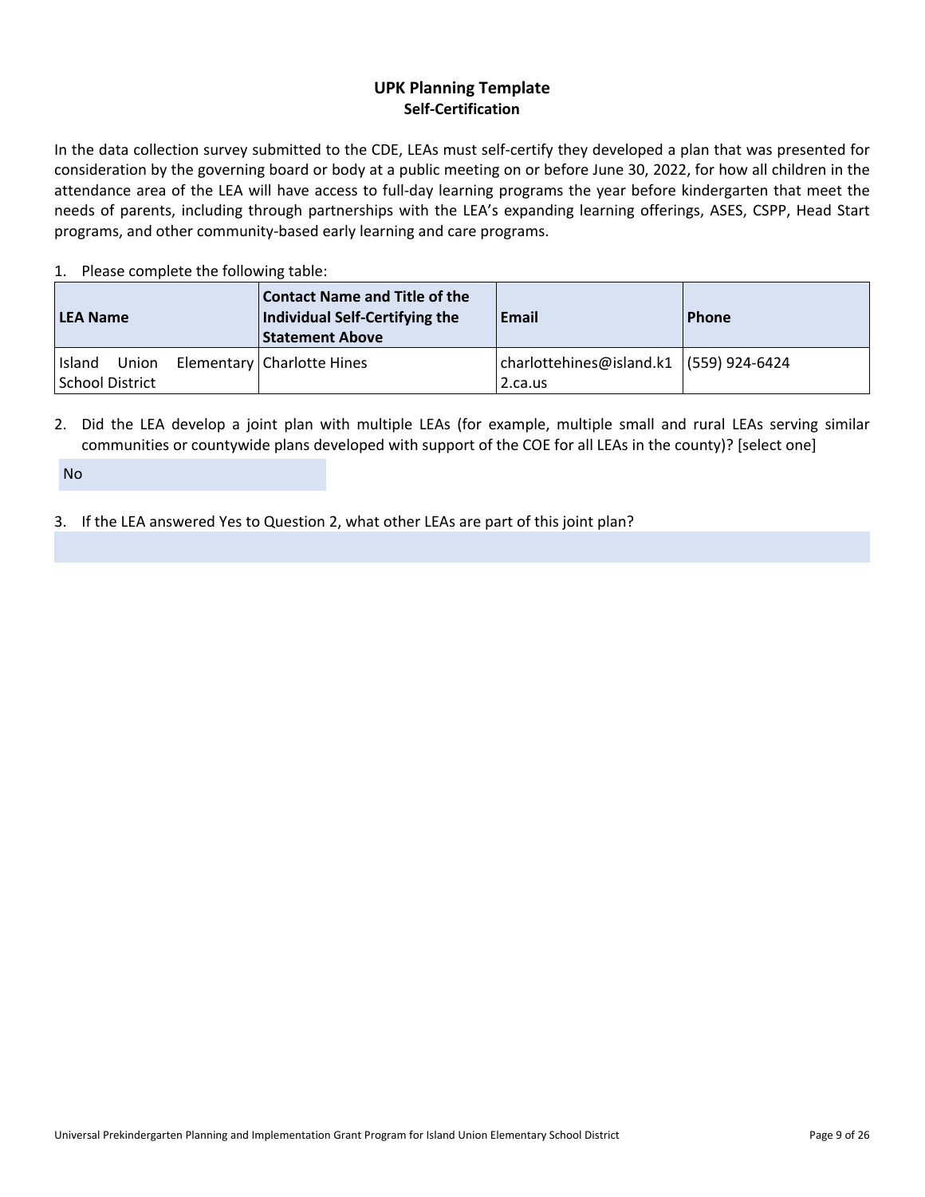## UPK Planning Template

### Self-Certification

In the data collection survey submitted to the CDE, LEAs must self-certify they developed a plan that was presented for consideration by the governing board or body at a public meeting on or before June 30, 2022, for how all children in the attendance area of the LEA will have access to full-day learning programs the year before kindergarten that meet the needs of parents, including through partnerships with the LEA's expanding learning offerings, ASES, CSPP, Head Start programs, and other community-based early learning and care programs.

1. Please complete the following table:

| LEA Name | Contact Name and Title of the Individual Self-Certifying the Statement Above | Email | Phone |
|---|---|---|---|
| Island Union Elementary School District | Charlotte Hines | charlottehines@island.k12.ca.us | (559) 924-6424 |

2. Did the LEA develop a joint plan with multiple LEAs (for example, multiple small and rural LEAs serving similar communities or countywide plans developed with support of the COE for all LEAs in the county)? [select one]

No

3. If the LEA answered Yes to Question 2, what other LEAs are part of this joint plan?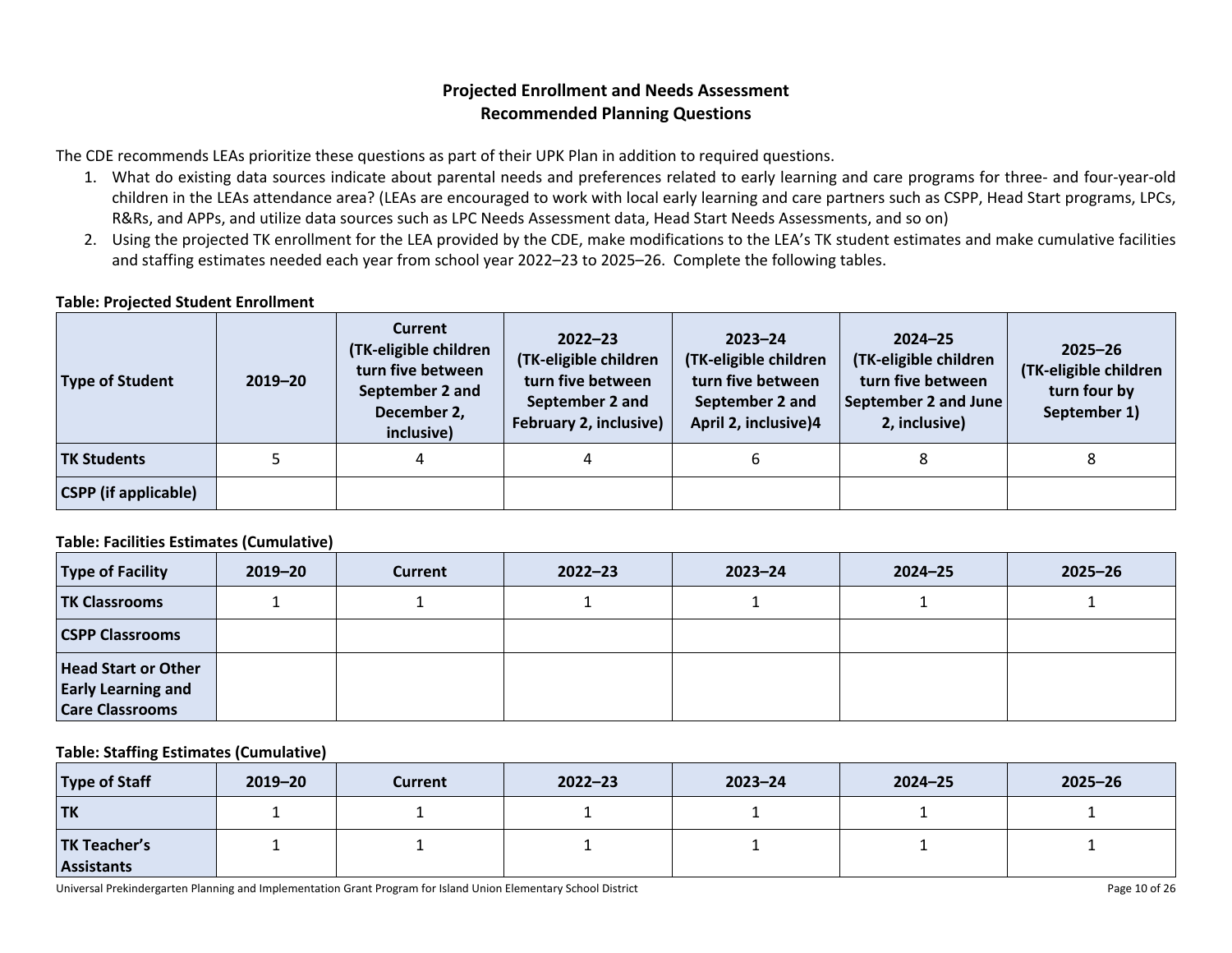## Projected Enrollment and Needs Assessment
## Recommended Planning Questions

The CDE recommends LEAs prioritize these questions as part of their UPK Plan in addition to required questions.

1. What do existing data sources indicate about parental needs and preferences related to early learning and care programs for three- and four-year-old children in the LEAs attendance area? (LEAs are encouraged to work with local early learning and care partners such as CSPP, Head Start programs, LPCs, R&Rs, and APPs, and utilize data sources such as LPC Needs Assessment data, Head Start Needs Assessments, and so on)
2. Using the projected TK enrollment for the LEA provided by the CDE, make modifications to the LEA's TK student estimates and make cumulative facilities and staffing estimates needed each year from school year 2022–23 to 2025–26. Complete the following tables.

**Table: Projected Student Enrollment**

| Type of Student | 2019–20 | Current (TK-eligible children turn five between September 2 and December 2, inclusive) | 2022–23 (TK-eligible children turn five between September 2 and February 2, inclusive) | 2023–24 (TK-eligible children turn five between September 2 and April 2, inclusive)4 | 2024–25 (TK-eligible children turn five between September 2 and June 2, inclusive) | 2025–26 (TK-eligible children turn four by September 1) |
|---|---|---|---|---|---|---|
| TK Students | 5 | 4 | 4 | 6 | 8 | 8 |
| CSPP (if applicable) | | | | | | |

**Table: Facilities Estimates (Cumulative)**

| Type of Facility | 2019–20 | Current | 2022–23 | 2023–24 | 2024–25 | 2025–26 |
|---|---|---|---|---|---|---|
| TK Classrooms | 1 | 1 | 1 | 1 | 1 | 1 |
| CSPP Classrooms | | | | | | |
| Head Start or Other Early Learning and Care Classrooms | | | | | | |

**Table: Staffing Estimates (Cumulative)**

| Type of Staff | 2019–20 | Current | 2022–23 | 2023–24 | 2024–25 | 2025–26 |
|---|---|---|---|---|---|---|
| TK | 1 | 1 | 1 | 1 | 1 | 1 |
| TK Teacher's Assistants | 1 | 1 | 1 | 1 | 1 | 1 |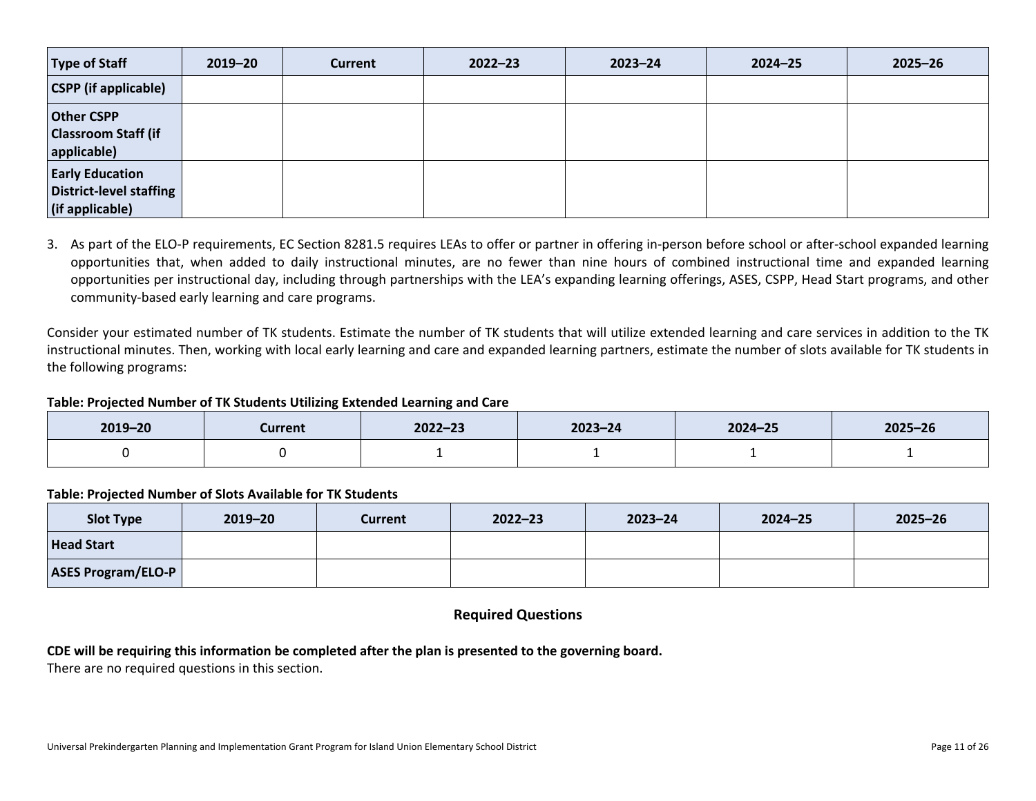| Type of Staff | 2019–20 | Current | 2022–23 | 2023–24 | 2024–25 | 2025–26 |
|---|---|---|---|---|---|---|
| CSPP (if applicable) | | | | | | |
| Other CSPP Classroom Staff (if applicable) | | | | | | |
| Early Education District-level staffing (if applicable) | | | | | | |

3. As part of the ELO-P requirements, EC Section 8281.5 requires LEAs to offer or partner in offering in-person before school or after-school expanded learning opportunities that, when added to daily instructional minutes, are no fewer than nine hours of combined instructional time and expanded learning opportunities per instructional day, including through partnerships with the LEA's expanding learning offerings, ASES, CSPP, Head Start programs, and other community-based early learning and care programs.

Consider your estimated number of TK students. Estimate the number of TK students that will utilize extended learning and care services in addition to the TK instructional minutes. Then, working with local early learning and care and expanded learning partners, estimate the number of slots available for TK students in the following programs:

**Table: Projected Number of TK Students Utilizing Extended Learning and Care**

| 2019–20 | Current | 2022–23 | 2023–24 | 2024–25 | 2025–26 |
|---|---|---|---|---|---|
| 0 | 0 | 1 | 1 | 1 | 1 |

**Table: Projected Number of Slots Available for TK Students**

| Slot Type | 2019–20 | Current | 2022–23 | 2023–24 | 2024–25 | 2025–26 |
|---|---|---|---|---|---|---|
| Head Start | | | | | | |
| ASES Program/ELO-P | | | | | | |

## Required Questions

**CDE will be requiring this information be completed after the plan is presented to the governing board.**
There are no required questions in this section.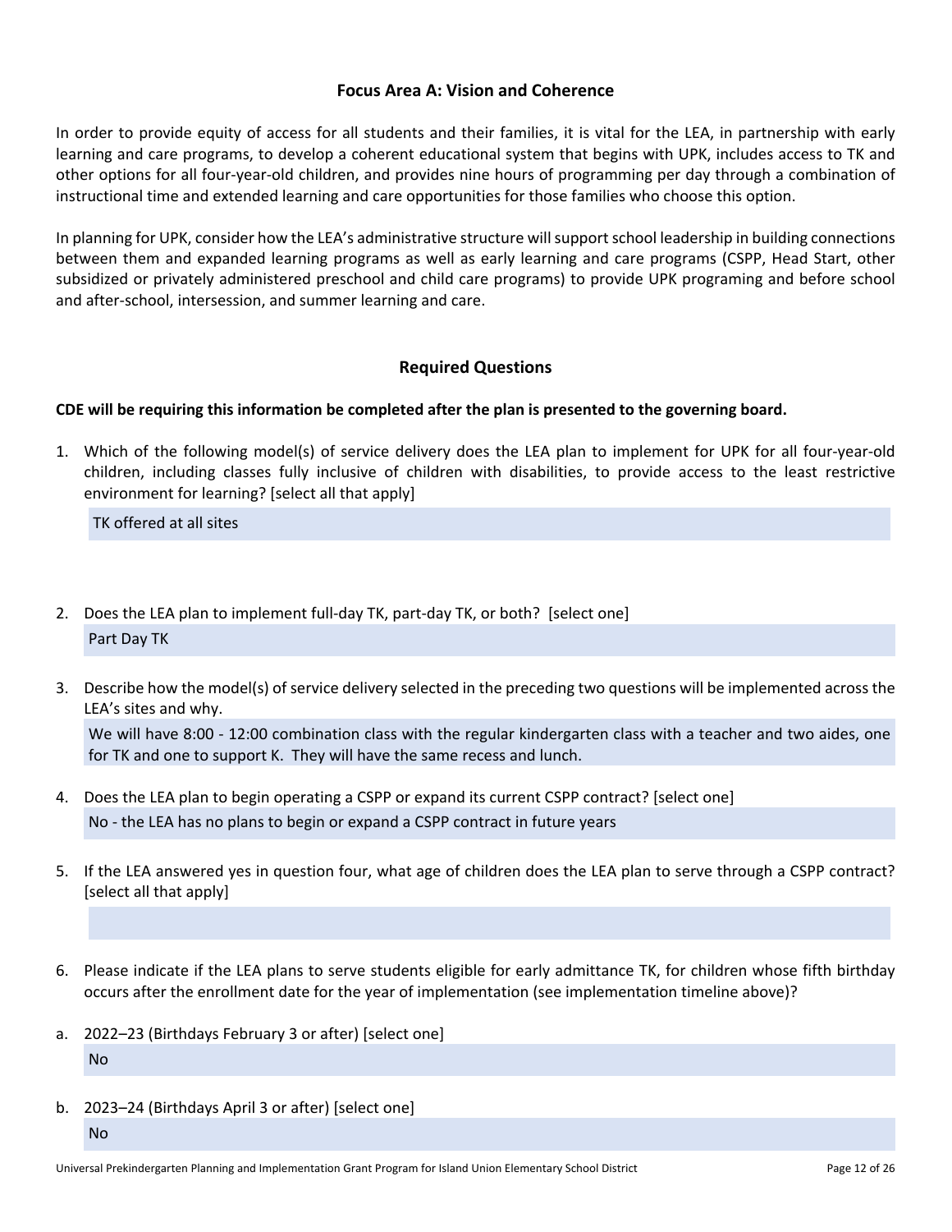## Focus Area A: Vision and Coherence

In order to provide equity of access for all students and their families, it is vital for the LEA, in partnership with early learning and care programs, to develop a coherent educational system that begins with UPK, includes access to TK and other options for all four-year-old children, and provides nine hours of programming per day through a combination of instructional time and extended learning and care opportunities for those families who choose this option.

In planning for UPK, consider how the LEA's administrative structure will support school leadership in building connections between them and expanded learning programs as well as early learning and care programs (CSPP, Head Start, other subsidized or privately administered preschool and child care programs) to provide UPK programing and before school and after-school, intersession, and summer learning and care.

### Required Questions

**CDE will be requiring this information be completed after the plan is presented to the governing board.**

1. Which of the following model(s) of service delivery does the LEA plan to implement for UPK for all four-year-old children, including classes fully inclusive of children with disabilities, to provide access to the least restrictive environment for learning? [select all that apply]

   TK offered at all sites

2. Does the LEA plan to implement full-day TK, part-day TK, or both? [select one]

   Part Day TK

3. Describe how the model(s) of service delivery selected in the preceding two questions will be implemented across the LEA's sites and why.

   We will have 8:00 - 12:00 combination class with the regular kindergarten class with a teacher and two aides, one for TK and one to support K. They will have the same recess and lunch.

4. Does the LEA plan to begin operating a CSPP or expand its current CSPP contract? [select one]

   No - the LEA has no plans to begin or expand a CSPP contract in future years

5. If the LEA answered yes in question four, what age of children does the LEA plan to serve through a CSPP contract? [select all that apply]

6. Please indicate if the LEA plans to serve students eligible for early admittance TK, for children whose fifth birthday occurs after the enrollment date for the year of implementation (see implementation timeline above)?

a. 2022–23 (Birthdays February 3 or after) [select one]

   No

b. 2023–24 (Birthdays April 3 or after) [select one]

   No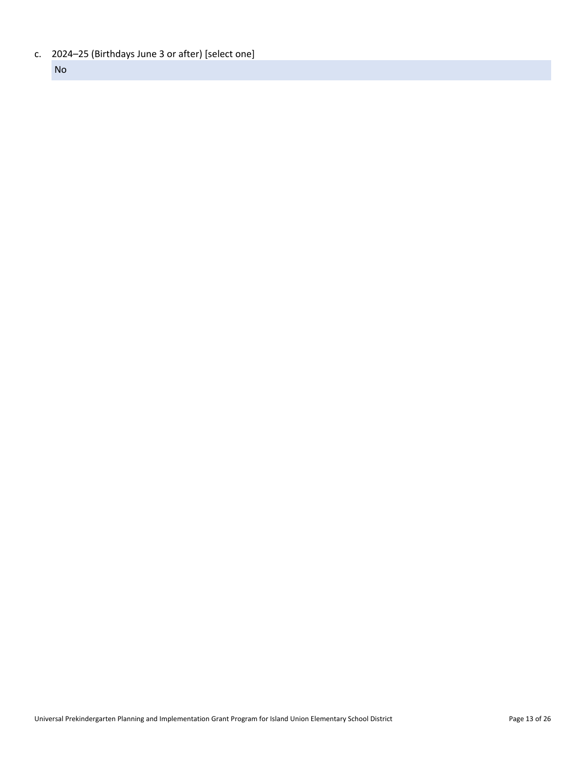c. 2024–25 (Birthdays June 3 or after) [select one]

No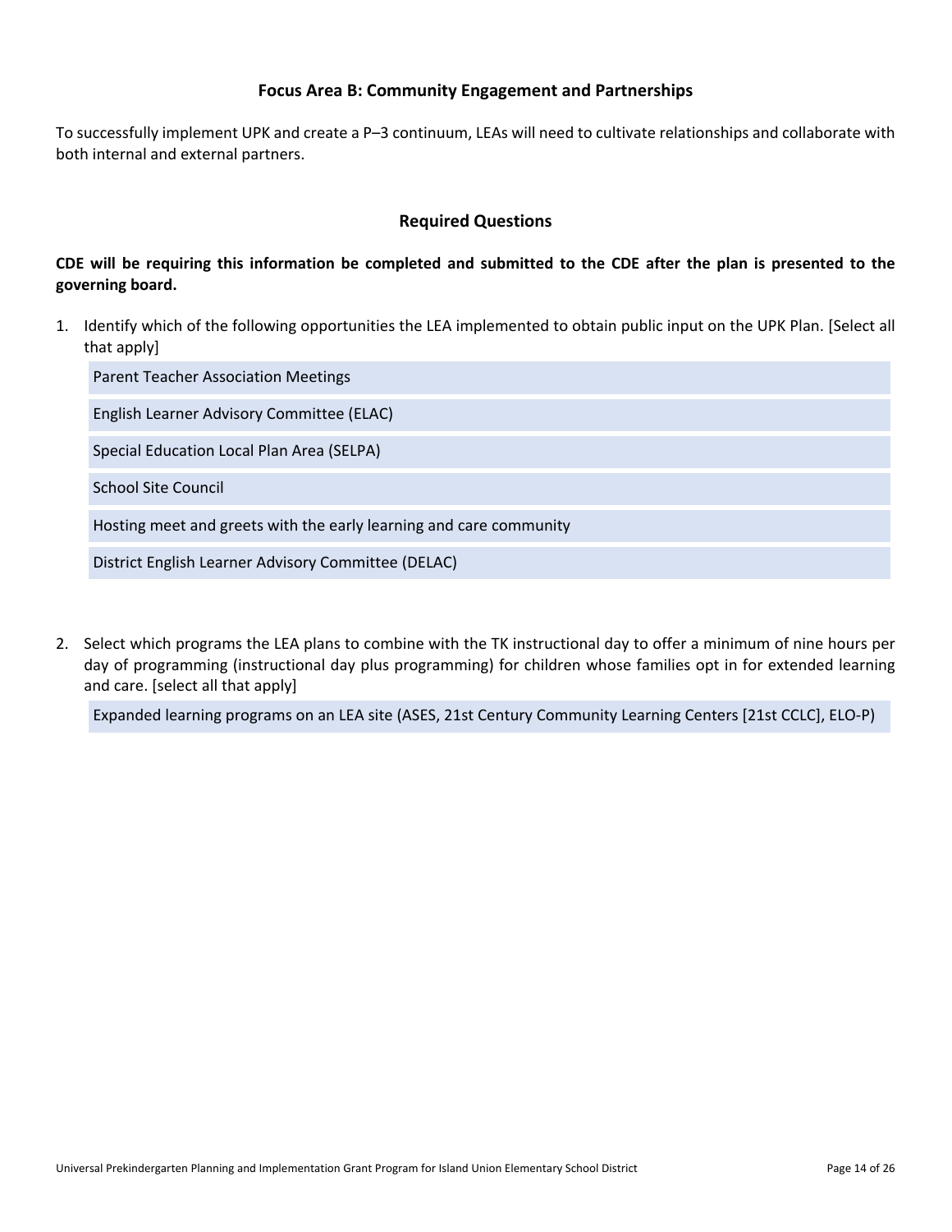### Focus Area B: Community Engagement and Partnerships

To successfully implement UPK and create a P–3 continuum, LEAs will need to cultivate relationships and collaborate with both internal and external partners.

### Required Questions

**CDE will be requiring this information be completed and submitted to the CDE after the plan is presented to the governing board.**

1. Identify which of the following opportunities the LEA implemented to obtain public input on the UPK Plan. [Select all that apply]

   - Parent Teacher Association Meetings
   - English Learner Advisory Committee (ELAC)
   - Special Education Local Plan Area (SELPA)
   - School Site Council
   - Hosting meet and greets with the early learning and care community
   - District English Learner Advisory Committee (DELAC)

2. Select which programs the LEA plans to combine with the TK instructional day to offer a minimum of nine hours per day of programming (instructional day plus programming) for children whose families opt in for extended learning and care. [select all that apply]

   - Expanded learning programs on an LEA site (ASES, 21st Century Community Learning Centers [21st CCLC], ELO-P)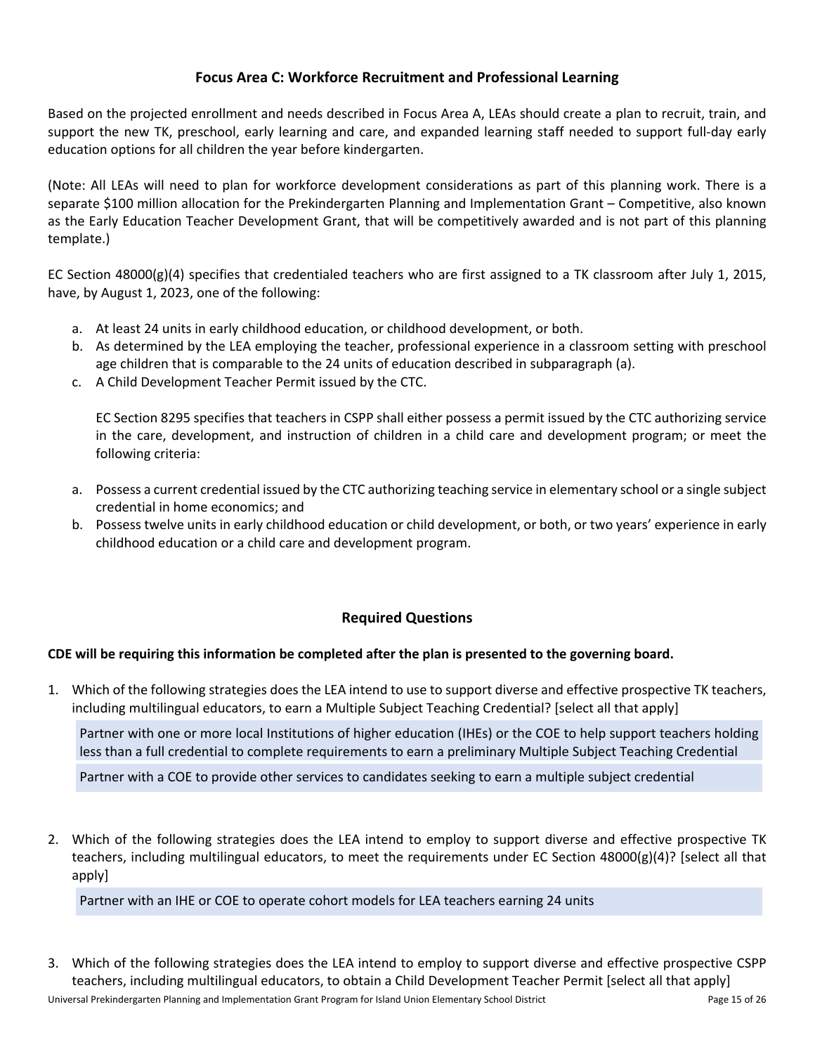## Focus Area C: Workforce Recruitment and Professional Learning

Based on the projected enrollment and needs described in Focus Area A, LEAs should create a plan to recruit, train, and support the new TK, preschool, early learning and care, and expanded learning staff needed to support full-day early education options for all children the year before kindergarten.

(Note: All LEAs will need to plan for workforce development considerations as part of this planning work. There is a separate $100 million allocation for the Prekindergarten Planning and Implementation Grant – Competitive, also known as the Early Education Teacher Development Grant, that will be competitively awarded and is not part of this planning template.)

EC Section 48000(g)(4) specifies that credentialed teachers who are first assigned to a TK classroom after July 1, 2015, have, by August 1, 2023, one of the following:

a. At least 24 units in early childhood education, or childhood development, or both.
b. As determined by the LEA employing the teacher, professional experience in a classroom setting with preschool age children that is comparable to the 24 units of education described in subparagraph (a).
c. A Child Development Teacher Permit issued by the CTC.

   EC Section 8295 specifies that teachers in CSPP shall either possess a permit issued by the CTC authorizing service in the care, development, and instruction of children in a child care and development program; or meet the following criteria:

a. Possess a current credential issued by the CTC authorizing teaching service in elementary school or a single subject credential in home economics; and
b. Possess twelve units in early childhood education or child development, or both, or two years' experience in early childhood education or a child care and development program.

### Required Questions

**CDE will be requiring this information be completed after the plan is presented to the governing board.**

1. Which of the following strategies does the LEA intend to use to support diverse and effective prospective TK teachers, including multilingual educators, to earn a Multiple Subject Teaching Credential? [select all that apply]

   Partner with one or more local Institutions of higher education (IHEs) or the COE to help support teachers holding less than a full credential to complete requirements to earn a preliminary Multiple Subject Teaching Credential

   Partner with a COE to provide other services to candidates seeking to earn a multiple subject credential

2. Which of the following strategies does the LEA intend to employ to support diverse and effective prospective TK teachers, including multilingual educators, to meet the requirements under EC Section 48000(g)(4)? [select all that apply]

   Partner with an IHE or COE to operate cohort models for LEA teachers earning 24 units

3. Which of the following strategies does the LEA intend to employ to support diverse and effective prospective CSPP teachers, including multilingual educators, to obtain a Child Development Teacher Permit [select all that apply]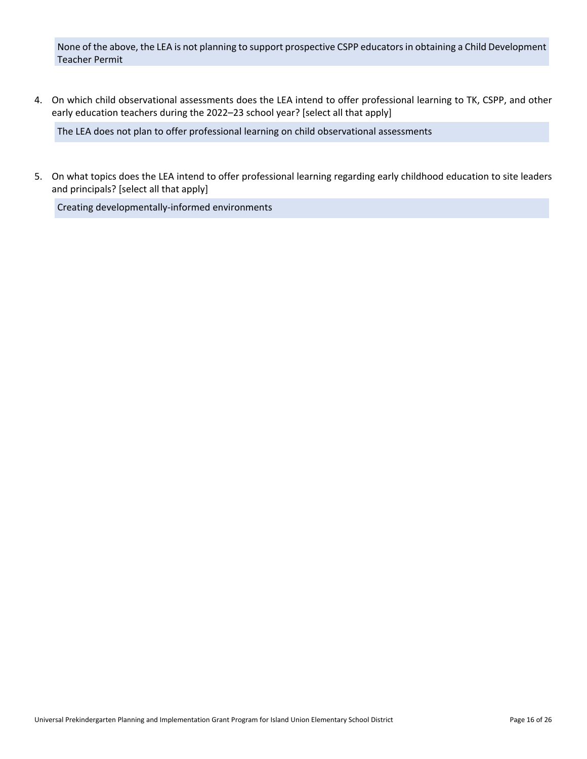None of the above, the LEA is not planning to support prospective CSPP educators in obtaining a Child Development Teacher Permit

4. On which child observational assessments does the LEA intend to offer professional learning to TK, CSPP, and other early education teachers during the 2022–23 school year? [select all that apply]

   The LEA does not plan to offer professional learning on child observational assessments

5. On what topics does the LEA intend to offer professional learning regarding early childhood education to site leaders and principals? [select all that apply]

   Creating developmentally-informed environments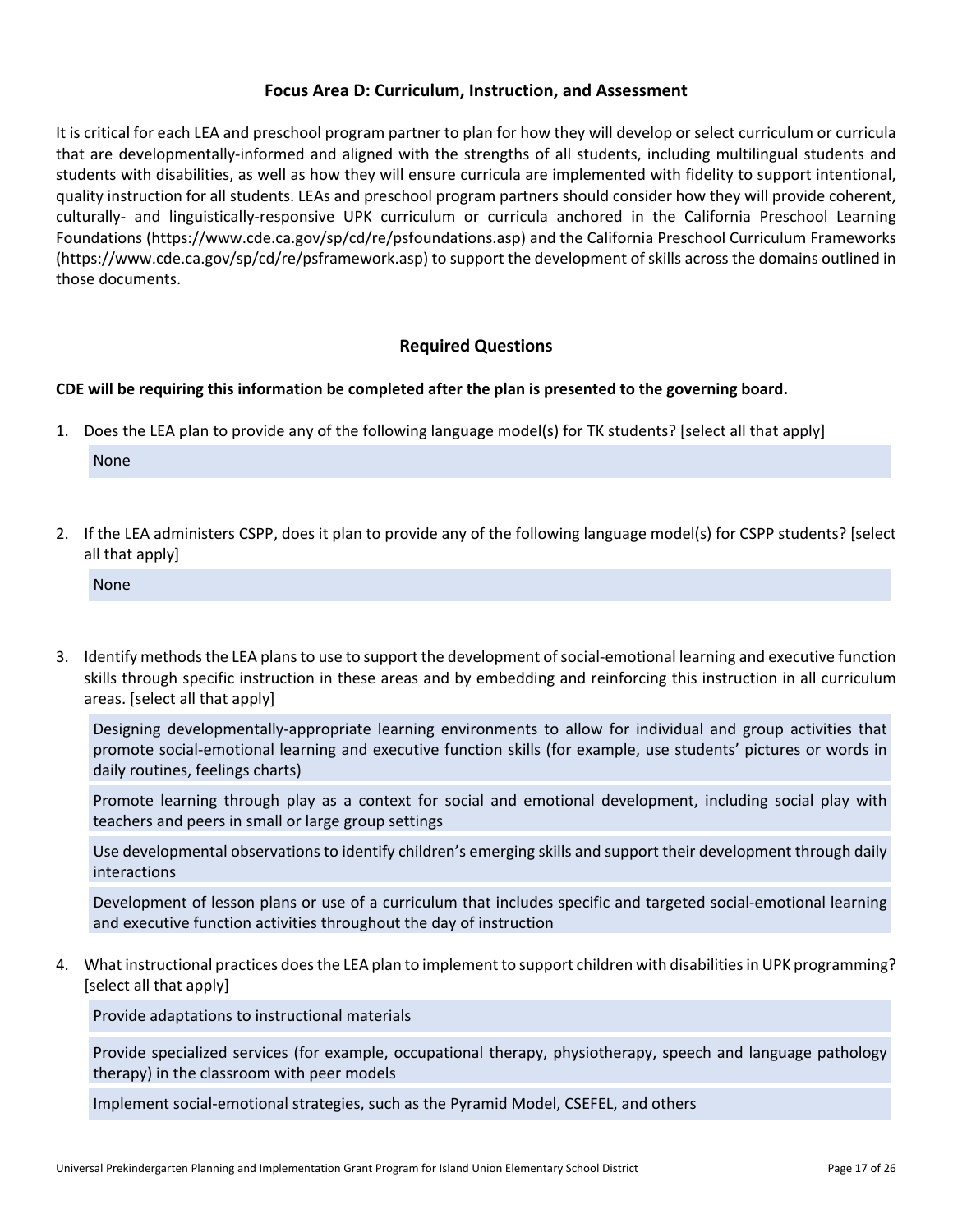### Focus Area D: Curriculum, Instruction, and Assessment

It is critical for each LEA and preschool program partner to plan for how they will develop or select curriculum or curricula that are developmentally-informed and aligned with the strengths of all students, including multilingual students and students with disabilities, as well as how they will ensure curricula are implemented with fidelity to support intentional, quality instruction for all students. LEAs and preschool program partners should consider how they will provide coherent, culturally- and linguistically-responsive UPK curriculum or curricula anchored in the California Preschool Learning Foundations (https://www.cde.ca.gov/sp/cd/re/psfoundations.asp) and the California Preschool Curriculum Frameworks (https://www.cde.ca.gov/sp/cd/re/psframework.asp) to support the development of skills across the domains outlined in those documents.

### Required Questions

**CDE will be requiring this information be completed after the plan is presented to the governing board.**

1. Does the LEA plan to provide any of the following language model(s) for TK students? [select all that apply]

   None

2. If the LEA administers CSPP, does it plan to provide any of the following language model(s) for CSPP students? [select all that apply]

   None

3. Identify methods the LEA plans to use to support the development of social-emotional learning and executive function skills through specific instruction in these areas and by embedding and reinforcing this instruction in all curriculum areas. [select all that apply]

   Designing developmentally-appropriate learning environments to allow for individual and group activities that promote social-emotional learning and executive function skills (for example, use students' pictures or words in daily routines, feelings charts)

   Promote learning through play as a context for social and emotional development, including social play with teachers and peers in small or large group settings

   Use developmental observations to identify children's emerging skills and support their development through daily interactions

   Development of lesson plans or use of a curriculum that includes specific and targeted social-emotional learning and executive function activities throughout the day of instruction

4. What instructional practices does the LEA plan to implement to support children with disabilities in UPK programming? [select all that apply]

   Provide adaptations to instructional materials

   Provide specialized services (for example, occupational therapy, physiotherapy, speech and language pathology therapy) in the classroom with peer models

   Implement social-emotional strategies, such as the Pyramid Model, CSEFEL, and others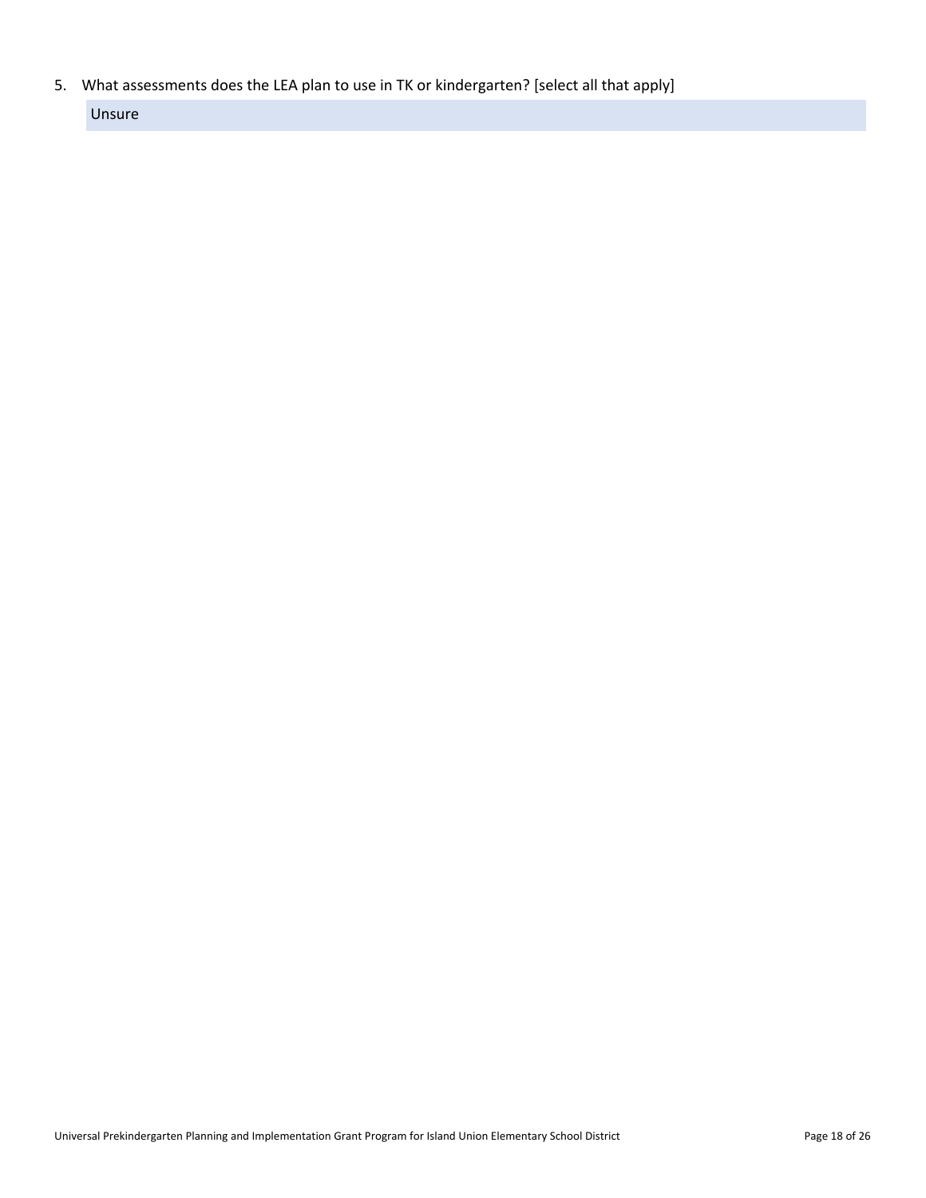5. What assessments does the LEA plan to use in TK or kindergarten? [select all that apply]

   Unsure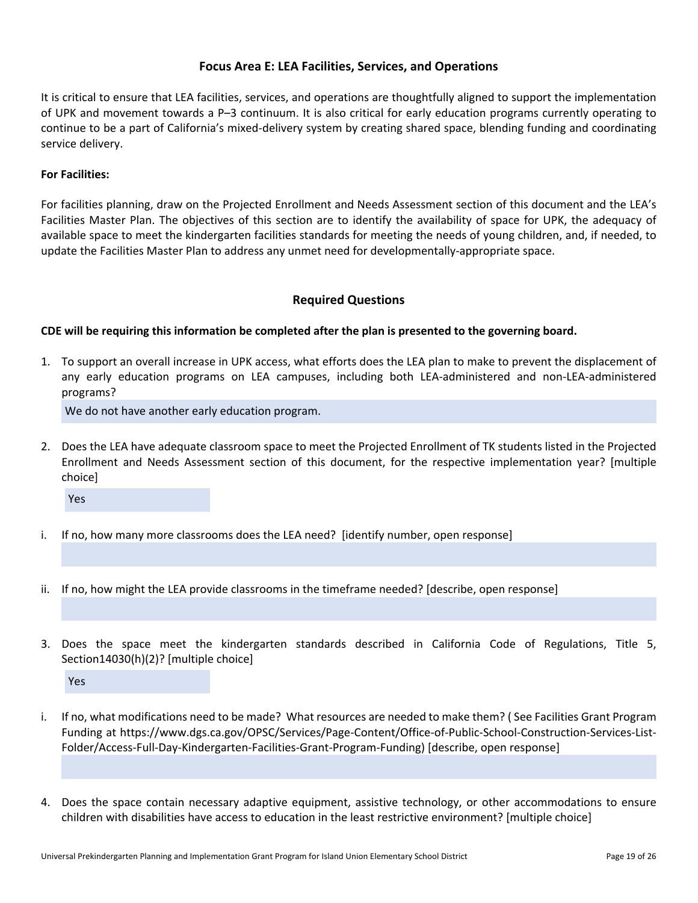## Focus Area E: LEA Facilities, Services, and Operations

It is critical to ensure that LEA facilities, services, and operations are thoughtfully aligned to support the implementation of UPK and movement towards a P–3 continuum. It is also critical for early education programs currently operating to continue to be a part of California's mixed-delivery system by creating shared space, blending funding and coordinating service delivery.

**For Facilities:**

For facilities planning, draw on the Projected Enrollment and Needs Assessment section of this document and the LEA's Facilities Master Plan. The objectives of this section are to identify the availability of space for UPK, the adequacy of available space to meet the kindergarten facilities standards for meeting the needs of young children, and, if needed, to update the Facilities Master Plan to address any unmet need for developmentally-appropriate space.

### Required Questions

**CDE will be requiring this information be completed after the plan is presented to the governing board.**

1. To support an overall increase in UPK access, what efforts does the LEA plan to make to prevent the displacement of any early education programs on LEA campuses, including both LEA-administered and non-LEA-administered programs?

   We do not have another early education program.

2. Does the LEA have adequate classroom space to meet the Projected Enrollment of TK students listed in the Projected Enrollment and Needs Assessment section of this document, for the respective implementation year? [multiple choice]

   Yes

i. If no, how many more classrooms does the LEA need? [identify number, open response]

ii. If no, how might the LEA provide classrooms in the timeframe needed? [describe, open response]

3. Does the space meet the kindergarten standards described in California Code of Regulations, Title 5, Section14030(h)(2)? [multiple choice]

   Yes

i. If no, what modifications need to be made? What resources are needed to make them? ( See Facilities Grant Program Funding at https://www.dgs.ca.gov/OPSC/Services/Page-Content/Office-of-Public-School-Construction-Services-List-Folder/Access-Full-Day-Kindergarten-Facilities-Grant-Program-Funding) [describe, open response]

4. Does the space contain necessary adaptive equipment, assistive technology, or other accommodations to ensure children with disabilities have access to education in the least restrictive environment? [multiple choice]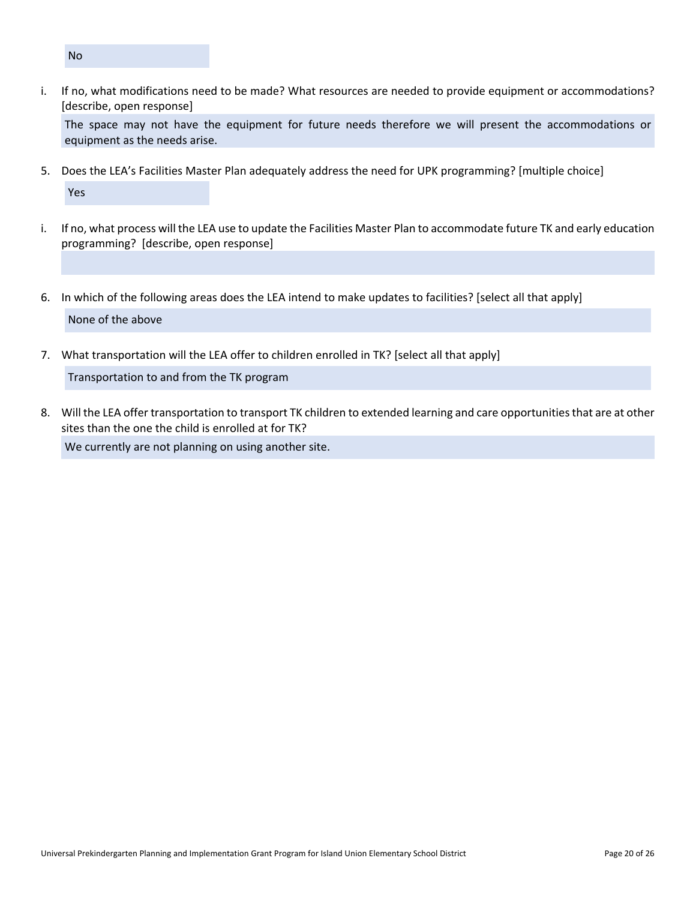No

i. If no, what modifications need to be made? What resources are needed to provide equipment or accommodations? [describe, open response]

The space may not have the equipment for future needs therefore we will present the accommodations or equipment as the needs arise.

5. Does the LEA's Facilities Master Plan adequately address the need for UPK programming? [multiple choice]

Yes

i. If no, what process will the LEA use to update the Facilities Master Plan to accommodate future TK and early education programming? [describe, open response]

6. In which of the following areas does the LEA intend to make updates to facilities? [select all that apply]

None of the above

7. What transportation will the LEA offer to children enrolled in TK? [select all that apply]

Transportation to and from the TK program

8. Will the LEA offer transportation to transport TK children to extended learning and care opportunities that are at other sites than the one the child is enrolled at for TK?

We currently are not planning on using another site.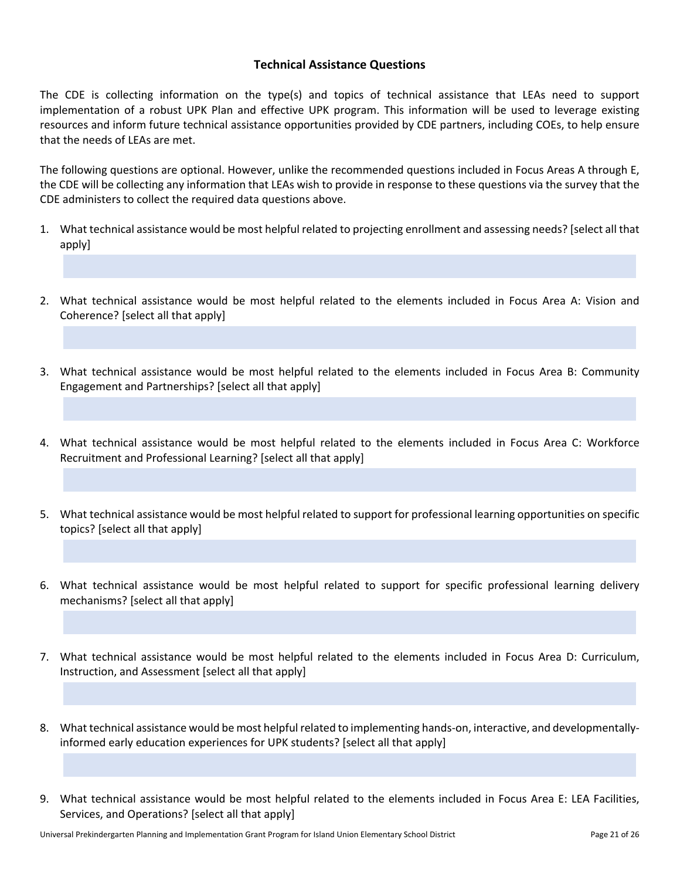### Technical Assistance Questions

The CDE is collecting information on the type(s) and topics of technical assistance that LEAs need to support implementation of a robust UPK Plan and effective UPK program. This information will be used to leverage existing resources and inform future technical assistance opportunities provided by CDE partners, including COEs, to help ensure that the needs of LEAs are met.

The following questions are optional. However, unlike the recommended questions included in Focus Areas A through E, the CDE will be collecting any information that LEAs wish to provide in response to these questions via the survey that the CDE administers to collect the required data questions above.

1. What technical assistance would be most helpful related to projecting enrollment and assessing needs? [select all that apply]

2. What technical assistance would be most helpful related to the elements included in Focus Area A: Vision and Coherence? [select all that apply]

3. What technical assistance would be most helpful related to the elements included in Focus Area B: Community Engagement and Partnerships? [select all that apply]

4. What technical assistance would be most helpful related to the elements included in Focus Area C: Workforce Recruitment and Professional Learning? [select all that apply]

5. What technical assistance would be most helpful related to support for professional learning opportunities on specific topics? [select all that apply]

6. What technical assistance would be most helpful related to support for specific professional learning delivery mechanisms? [select all that apply]

7. What technical assistance would be most helpful related to the elements included in Focus Area D: Curriculum, Instruction, and Assessment [select all that apply]

8. What technical assistance would be most helpful related to implementing hands-on, interactive, and developmentally-informed early education experiences for UPK students? [select all that apply]

9. What technical assistance would be most helpful related to the elements included in Focus Area E: LEA Facilities, Services, and Operations? [select all that apply]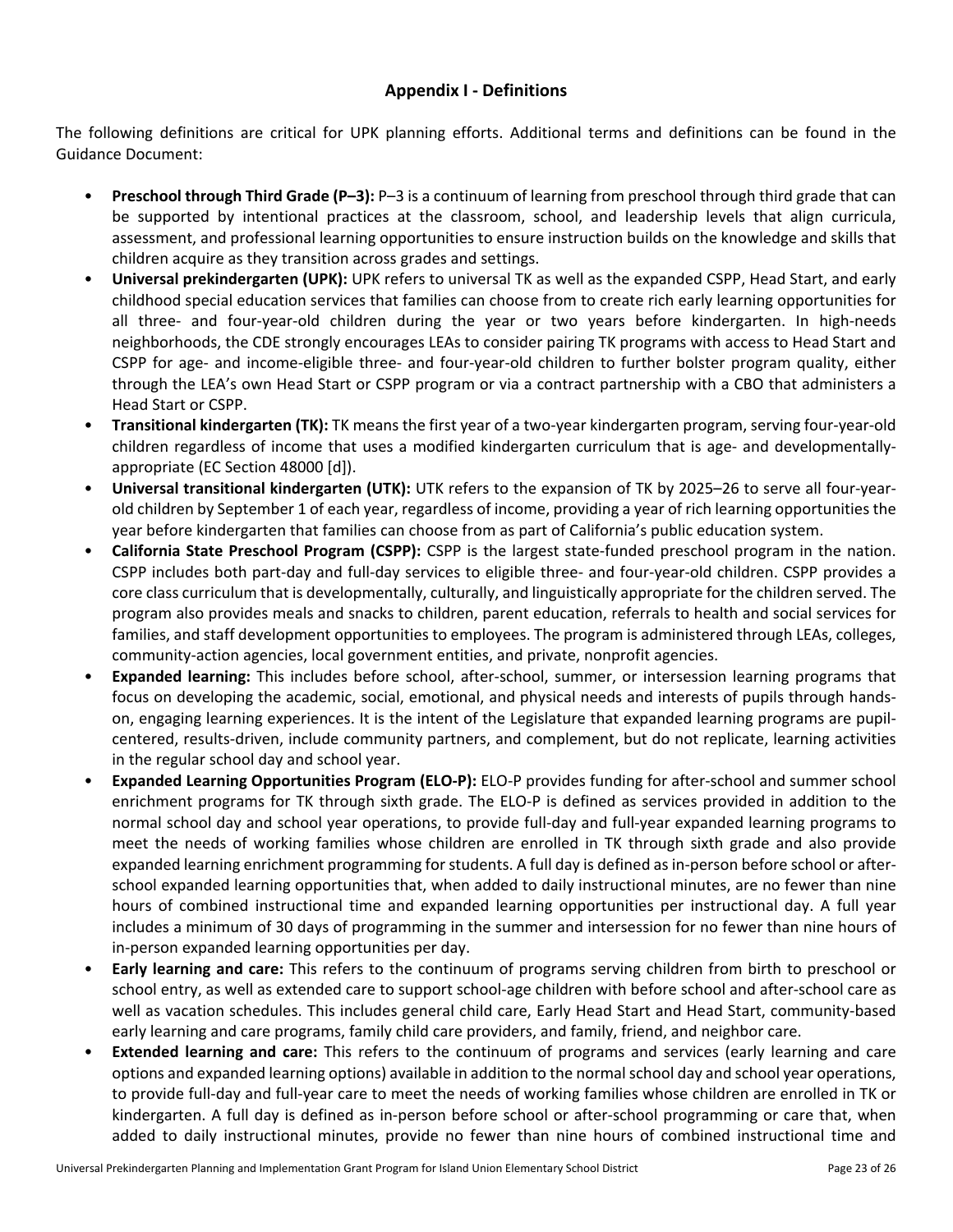## Appendix I - Definitions

The following definitions are critical for UPK planning efforts. Additional terms and definitions can be found in the Guidance Document:

- **Preschool through Third Grade (P–3):** P–3 is a continuum of learning from preschool through third grade that can be supported by intentional practices at the classroom, school, and leadership levels that align curricula, assessment, and professional learning opportunities to ensure instruction builds on the knowledge and skills that children acquire as they transition across grades and settings.
- **Universal prekindergarten (UPK):** UPK refers to universal TK as well as the expanded CSPP, Head Start, and early childhood special education services that families can choose from to create rich early learning opportunities for all three- and four-year-old children during the year or two years before kindergarten. In high-needs neighborhoods, the CDE strongly encourages LEAs to consider pairing TK programs with access to Head Start and CSPP for age- and income-eligible three- and four-year-old children to further bolster program quality, either through the LEA's own Head Start or CSPP program or via a contract partnership with a CBO that administers a Head Start or CSPP.
- **Transitional kindergarten (TK):** TK means the first year of a two-year kindergarten program, serving four-year-old children regardless of income that uses a modified kindergarten curriculum that is age- and developmentally-appropriate (EC Section 48000 [d]).
- **Universal transitional kindergarten (UTK):** UTK refers to the expansion of TK by 2025–26 to serve all four-year-old children by September 1 of each year, regardless of income, providing a year of rich learning opportunities the year before kindergarten that families can choose from as part of California's public education system.
- **California State Preschool Program (CSPP):** CSPP is the largest state-funded preschool program in the nation. CSPP includes both part-day and full-day services to eligible three- and four-year-old children. CSPP provides a core class curriculum that is developmentally, culturally, and linguistically appropriate for the children served. The program also provides meals and snacks to children, parent education, referrals to health and social services for families, and staff development opportunities to employees. The program is administered through LEAs, colleges, community-action agencies, local government entities, and private, nonprofit agencies.
- **Expanded learning:** This includes before school, after-school, summer, or intersession learning programs that focus on developing the academic, social, emotional, and physical needs and interests of pupils through hands-on, engaging learning experiences. It is the intent of the Legislature that expanded learning programs are pupil-centered, results-driven, include community partners, and complement, but do not replicate, learning activities in the regular school day and school year.
- **Expanded Learning Opportunities Program (ELO-P):** ELO-P provides funding for after-school and summer school enrichment programs for TK through sixth grade. The ELO-P is defined as services provided in addition to the normal school day and school year operations, to provide full-day and full-year expanded learning programs to meet the needs of working families whose children are enrolled in TK through sixth grade and also provide expanded learning enrichment programming for students. A full day is defined as in-person before school or after-school expanded learning opportunities that, when added to daily instructional minutes, are no fewer than nine hours of combined instructional time and expanded learning opportunities per instructional day. A full year includes a minimum of 30 days of programming in the summer and intersession for no fewer than nine hours of in-person expanded learning opportunities per day.
- **Early learning and care:** This refers to the continuum of programs serving children from birth to preschool or school entry, as well as extended care to support school-age children with before school and after-school care as well as vacation schedules. This includes general child care, Early Head Start and Head Start, community-based early learning and care programs, family child care providers, and family, friend, and neighbor care.
- **Extended learning and care:** This refers to the continuum of programs and services (early learning and care options and expanded learning options) available in addition to the normal school day and school year operations, to provide full-day and full-year care to meet the needs of working families whose children are enrolled in TK or kindergarten. A full day is defined as in-person before school or after-school programming or care that, when added to daily instructional minutes, provide no fewer than nine hours of combined instructional time and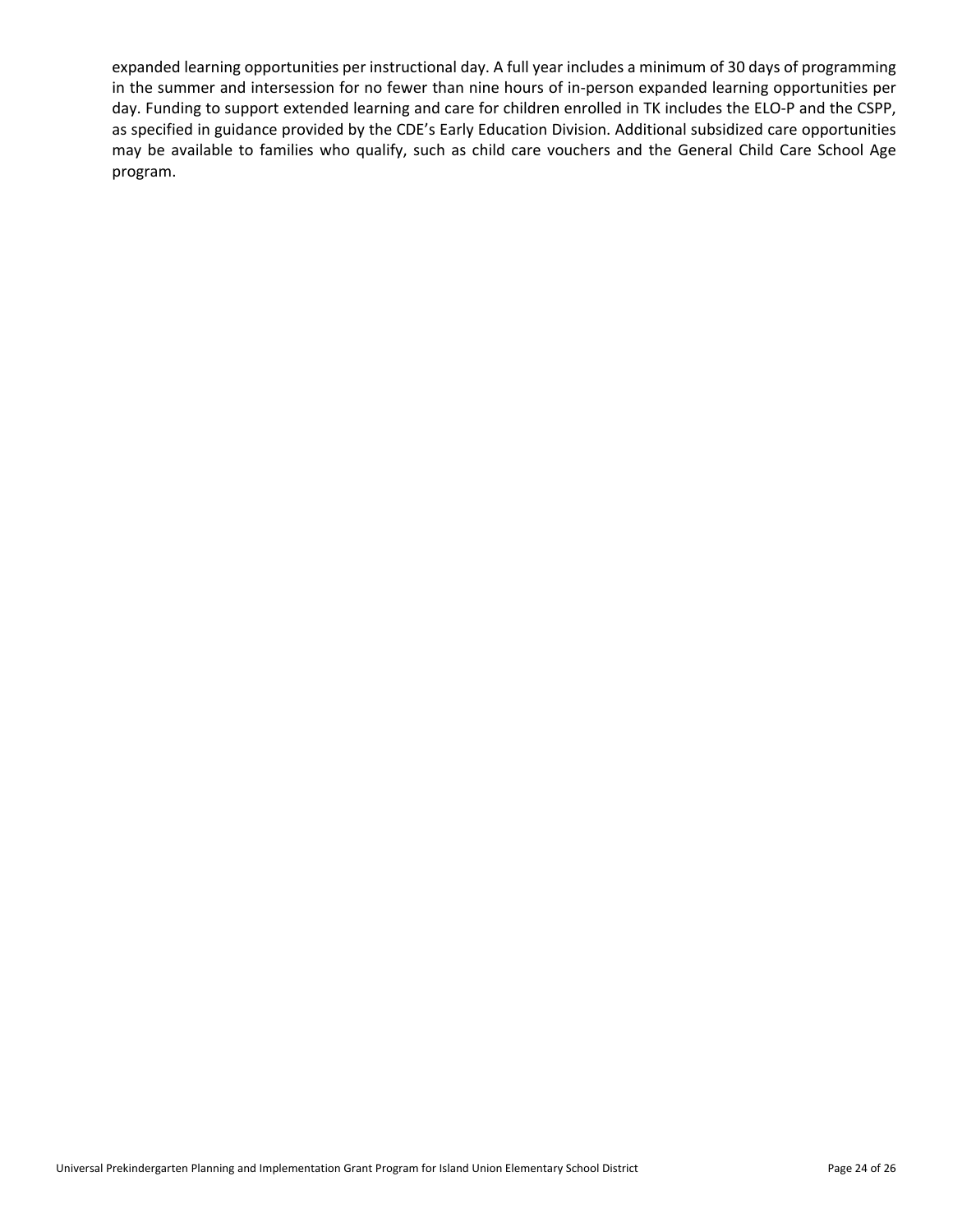expanded learning opportunities per instructional day. A full year includes a minimum of 30 days of programming in the summer and intersession for no fewer than nine hours of in-person expanded learning opportunities per day. Funding to support extended learning and care for children enrolled in TK includes the ELO-P and the CSPP, as specified in guidance provided by the CDE's Early Education Division. Additional subsidized care opportunities may be available to families who qualify, such as child care vouchers and the General Child Care School Age program.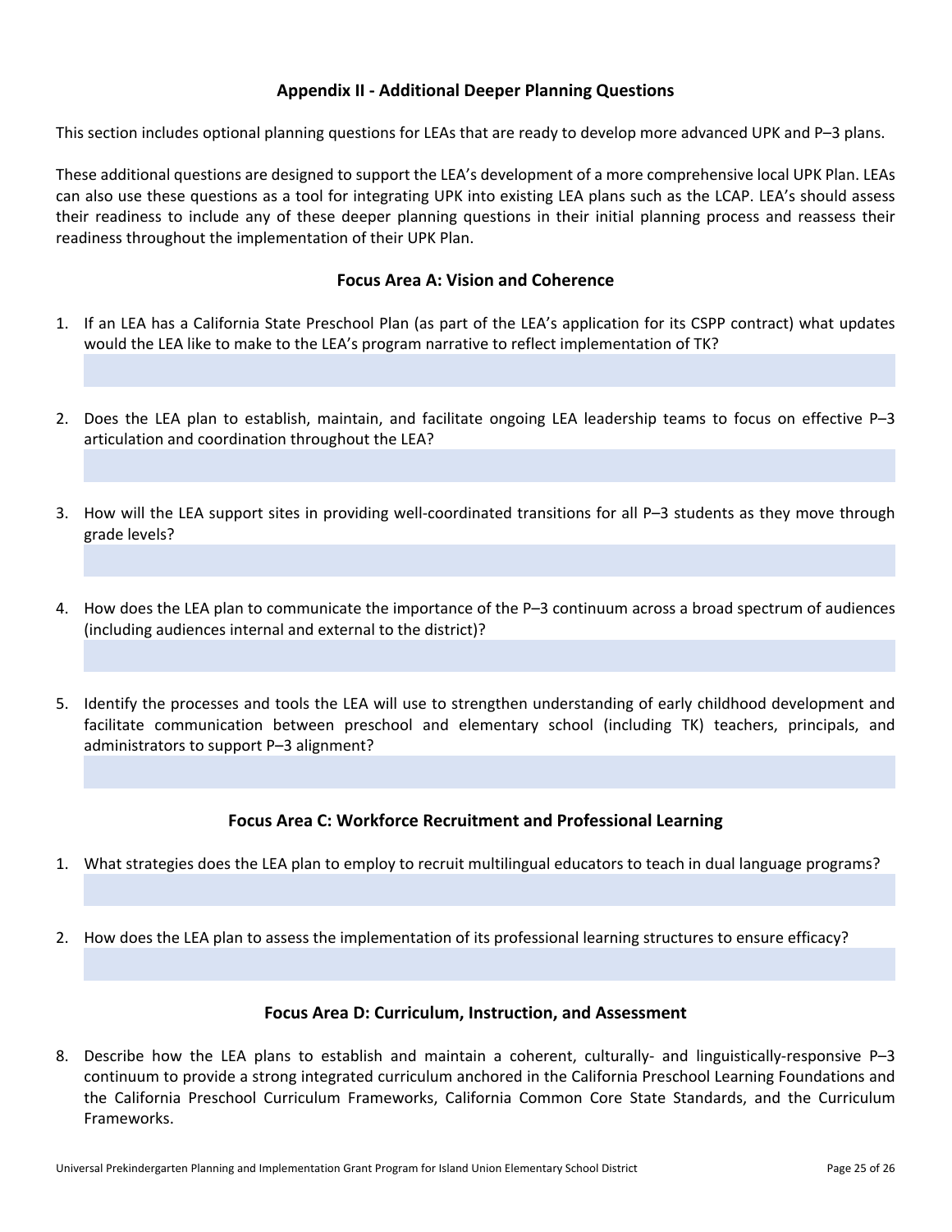## Appendix II - Additional Deeper Planning Questions

This section includes optional planning questions for LEAs that are ready to develop more advanced UPK and P–3 plans.

These additional questions are designed to support the LEA's development of a more comprehensive local UPK Plan. LEAs can also use these questions as a tool for integrating UPK into existing LEA plans such as the LCAP. LEA's should assess their readiness to include any of these deeper planning questions in their initial planning process and reassess their readiness throughout the implementation of their UPK Plan.

### Focus Area A: Vision and Coherence

1. If an LEA has a California State Preschool Plan (as part of the LEA's application for its CSPP contract) what updates would the LEA like to make to the LEA's program narrative to reflect implementation of TK?

2. Does the LEA plan to establish, maintain, and facilitate ongoing LEA leadership teams to focus on effective P–3 articulation and coordination throughout the LEA?

3. How will the LEA support sites in providing well-coordinated transitions for all P–3 students as they move through grade levels?

4. How does the LEA plan to communicate the importance of the P–3 continuum across a broad spectrum of audiences (including audiences internal and external to the district)?

5. Identify the processes and tools the LEA will use to strengthen understanding of early childhood development and facilitate communication between preschool and elementary school (including TK) teachers, principals, and administrators to support P–3 alignment?

### Focus Area C: Workforce Recruitment and Professional Learning

1. What strategies does the LEA plan to employ to recruit multilingual educators to teach in dual language programs?

2. How does the LEA plan to assess the implementation of its professional learning structures to ensure efficacy?

### Focus Area D: Curriculum, Instruction, and Assessment

8. Describe how the LEA plans to establish and maintain a coherent, culturally- and linguistically-responsive P–3 continuum to provide a strong integrated curriculum anchored in the California Preschool Learning Foundations and the California Preschool Curriculum Frameworks, California Common Core State Standards, and the Curriculum Frameworks.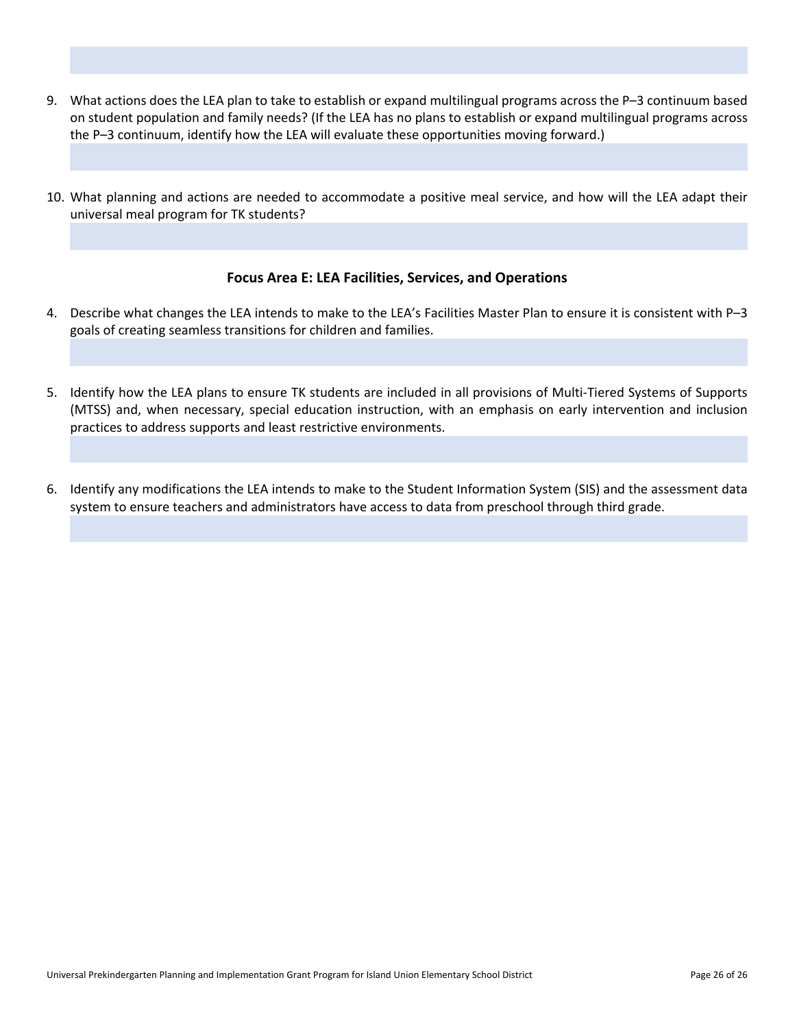9. What actions does the LEA plan to take to establish or expand multilingual programs across the P–3 continuum based on student population and family needs? (If the LEA has no plans to establish or expand multilingual programs across the P–3 continuum, identify how the LEA will evaluate these opportunities moving forward.)

10. What planning and actions are needed to accommodate a positive meal service, and how will the LEA adapt their universal meal program for TK students?

### Focus Area E: LEA Facilities, Services, and Operations

4. Describe what changes the LEA intends to make to the LEA's Facilities Master Plan to ensure it is consistent with P–3 goals of creating seamless transitions for children and families.

5. Identify how the LEA plans to ensure TK students are included in all provisions of Multi-Tiered Systems of Supports (MTSS) and, when necessary, special education instruction, with an emphasis on early intervention and inclusion practices to address supports and least restrictive environments.

6. Identify any modifications the LEA intends to make to the Student Information System (SIS) and the assessment data system to ensure teachers and administrators have access to data from preschool through third grade.